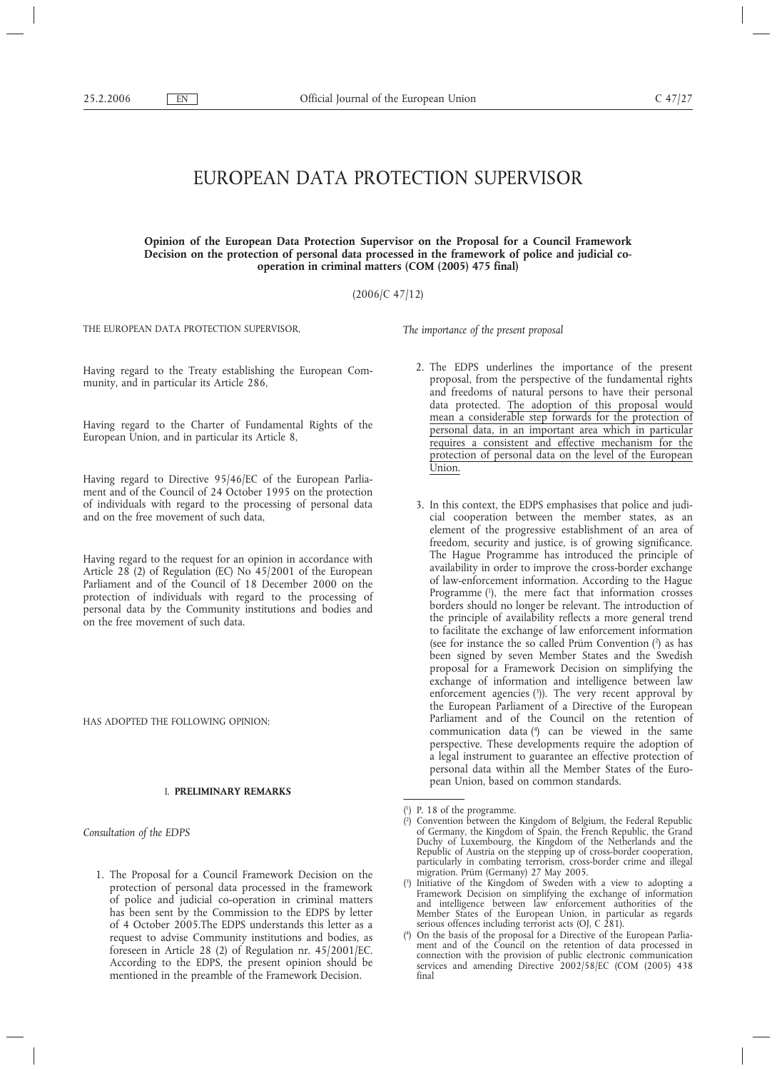# EUROPEAN DATA PROTECTION SUPERVISOR

**Opinion of the European Data Protection Supervisor on the Proposal for a Council Framework Decision on the protection of personal data processed in the framework of police and judicial co-operation in criminal matters (COM (2005) 475 final)**

(2006/C 47/12)

THE EUROPEAN DATA PROTECTION SUPERVISOR,

Having regard to the Treaty establishing the European Community, and in particular its Article 286,

Having regard to the Charter of Fundamental Rights of the European Union, and in particular its Article 8,

Having regard to Directive 95/46/EC of the European Parliament and of the Council of 24 October 1995 on the protection of individuals with regard to the processing of personal data and on the free movement of such data,

Having regard to the request for an opinion in accordance with Article 28 (2) of Regulation (EC) No 45/2001 of the European Parliament and of the Council of 18 December 2000 on the protection of individuals with regard to the processing of personal data by the Community institutions and bodies and on the free movement of such data.

HAS ADOPTED THE FOLLOWING OPINION:

## I. PRELIMINARY REMARKS

*Consultation of the EDPS*

1. The Proposal for a Council Framework Decision on the protection of personal data processed in the framework of police and judicial co-operation in criminal matters has been sent by the Commission to the EDPS by letter of 4 October 2005.The EDPS understands this letter as a request to advise Community institutions and bodies, as foreseen in Article 28 (2) of Regulation nr. 45/2001/EC. According to the EDPS, the present opinion should be mentioned in the preamble of the Framework Decision.

*The importance of the present proposal*

2. The EDPS underlines the importance of the present proposal, from the perspective of the fundamental rights and freedoms of natural persons to have their personal data protected. The adoption of this proposal would mean a considerable step forwards for the protection of personal data, in an important area which in particular requires a consistent and effective mechanism for the protection of personal data on the level of the European Union.

3. In this context, the EDPS emphasises that police and judicial cooperation between the member states, as an element of the progressive establishment of an area of freedom, security and justice, is of growing significance. The Hague Programme has introduced the principle of availability in order to improve the cross-border exchange of law-enforcement information. According to the Hague Programme [1], the mere fact that information crosses borders should no longer be relevant. The introduction of the principle of availability reflects a more general trend to facilitate the exchange of law enforcement information (see for instance the so called Prüm Convention [2] as has been signed by seven Member States and the Swedish proposal for a Framework Decision on simplifying the exchange of information and intelligence between law enforcement agencies [3]). The very recent approval by the European Parliament of a Directive of the European Parliament and of the Council on the retention of communication data [4] can be viewed in the same perspective. These developments require the adoption of a legal instrument to guarantee an effective protection of personal data within all the Member States of the European Union, based on common standards.

---

[1] P. 18 of the programme.

[2] Convention between the Kingdom of Belgium, the Federal Republic of Germany, the Kingdom of Spain, the French Republic, the Grand Duchy of Luxembourg, the Kingdom of the Netherlands and the Republic of Austria on the stepping up of cross-border cooperation, particularly in combating terrorism, cross-border crime and illegal migration. Prüm (Germany) 27 May 2005.

[3] Initiative of the Kingdom of Sweden with a view to adopting a Framework Decision on simplifying the exchange of information and intelligence between law enforcement authorities of the Member States of the European Union, in particular as regards serious offences including terrorist acts (OJ, C 281).

[4] On the basis of the proposal for a Directive of the European Parliament and of the Council on the retention of data processed in connection with the provision of public electronic communication services and amending Directive 2002/58/EC (COM (2005) 438 final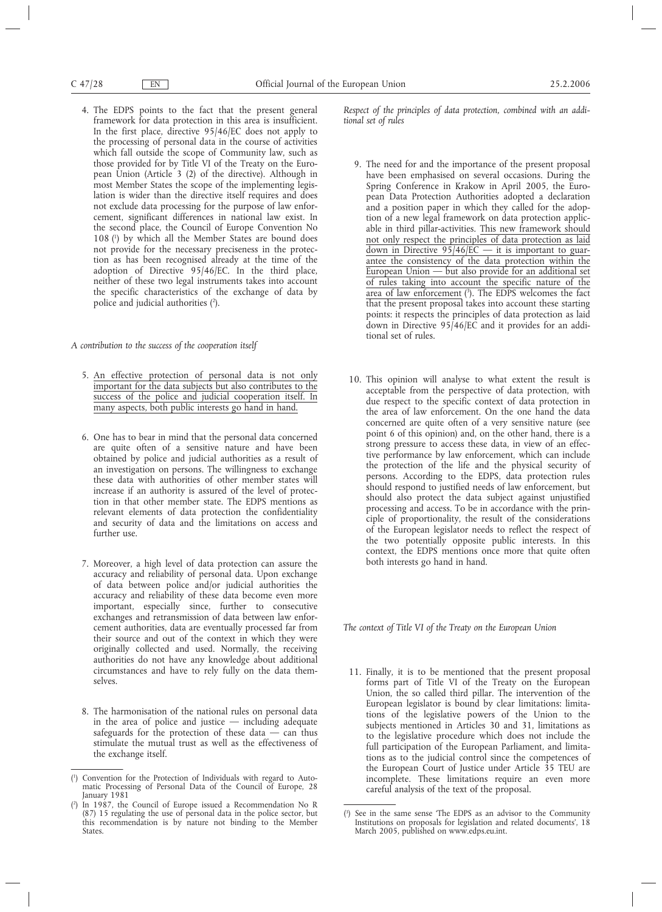4. The EDPS points to the fact that the present general framework for data protection in this area is insufficient. In the first place, directive 95/46/EC does not apply to the processing of personal data in the course of activities which fall outside the scope of Community law, such as those provided for by Title VI of the Treaty on the European Union (Article 3 (2) of the directive). Although in most Member States the scope of the implementing legislation is wider than the directive itself requires and does not exclude data processing for the purpose of law enforcement, significant differences in national law exist. In the second place, the Council of Europe Convention No 108 [1] by which all the Member States are bound does not provide for the necessary preciseness in the protection as has been recognised already at the time of the adoption of Directive 95/46/EC. In the third place, neither of these two legal instruments takes into account the specific characteristics of the exchange of data by police and judicial authorities [2].

*A contribution to the success of the cooperation itself*

5. An effective protection of personal data is not only important for the data subjects but also contributes to the success of the police and judicial cooperation itself. In many aspects, both public interests go hand in hand.

6. One has to bear in mind that the personal data concerned are quite often of a sensitive nature and have been obtained by police and judicial authorities as a result of an investigation on persons. The willingness to exchange these data with authorities of other member states will increase if an authority is assured of the level of protection in that other member state. The EDPS mentions as relevant elements of data protection the confidentiality and security of data and the limitations on access and further use.

7. Moreover, a high level of data protection can assure the accuracy and reliability of personal data. Upon exchange of data between police and/or judicial authorities the accuracy and reliability of these data become even more important, especially since, further to consecutive exchanges and retransmission of data between law enforcement authorities, data are eventually processed far from their source and out of the context in which they were originally collected and used. Normally, the receiving authorities do not have any knowledge about additional circumstances and have to rely fully on the data themselves.

8. The harmonisation of the national rules on personal data in the area of police and justice — including adequate safeguards for the protection of these data — can thus stimulate the mutual trust as well as the effectiveness of the exchange itself.

*Respect of the principles of data protection, combined with an additional set of rules*

9. The need for and the importance of the present proposal have been emphasised on several occasions. During the Spring Conference in Krakow in April 2005, the European Data Protection Authorities adopted a declaration and a position paper in which they called for the adoption of a new legal framework on data protection applicable in third pillar-activities. This new framework should not only respect the principles of data protection as laid down in Directive 95/46/EC — it is important to guarantee the consistency of the data protection within the European Union — but also provide for an additional set of rules taking into account the specific nature of the area of law enforcement [3]. The EDPS welcomes the fact that the present proposal takes into account these starting points: it respects the principles of data protection as laid down in Directive 95/46/EC and it provides for an additional set of rules.

10. This opinion will analyse to what extent the result is acceptable from the perspective of data protection, with due respect to the specific context of data protection in the area of law enforcement. On the one hand the data concerned are quite often of a very sensitive nature (see point 6 of this opinion) and, on the other hand, there is a strong pressure to access these data, in view of an effective performance by law enforcement, which can include the protection of the life and the physical security of persons. According to the EDPS, data protection rules should respond to justified needs of law enforcement, but should also protect the data subject against unjustified processing and access. To be in accordance with the principle of proportionality, the result of the considerations of the European legislator needs to reflect the respect of the two potentially opposite public interests. In this context, the EDPS mentions once more that quite often both interests go hand in hand.

*The context of Title VI of the Treaty on the European Union*

11. Finally, it is to be mentioned that the present proposal forms part of Title VI of the Treaty on the European Union, the so called third pillar. The intervention of the European legislator is bound by clear limitations: limitations of the legislative powers of the Union to the subjects mentioned in Articles 30 and 31, limitations as to the legislative procedure which does not include the full participation of the European Parliament, and limitations as to the judicial control since the competences of the European Court of Justice under Article 35 TEU are incomplete. These limitations require an even more careful analysis of the text of the proposal.

---

[1] Convention for the Protection of Individuals with regard to Automatic Processing of Personal Data of the Council of Europe, 28 January 1981

[2] In 1987, the Council of Europe issued a Recommendation No R (87) 15 regulating the use of personal data in the police sector, but this recommendation is by nature not binding to the Member States.

[3] See in the same sense 'The EDPS as an advisor to the Community Institutions on proposals for legislation and related documents', 18 March 2005, published on www.edps.eu.int.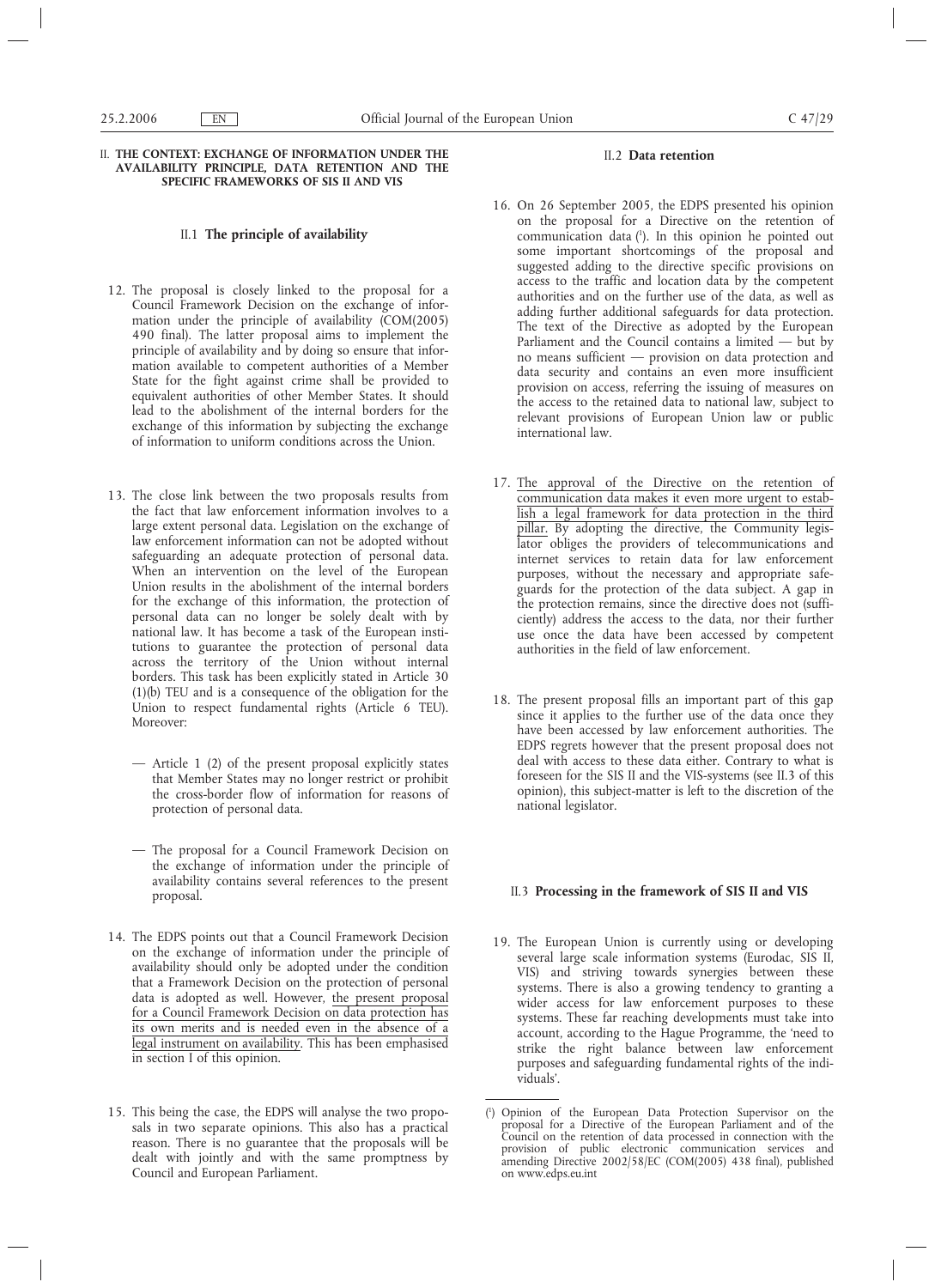## II. THE CONTEXT: EXCHANGE OF INFORMATION UNDER THE AVAILABILITY PRINCIPLE, DATA RETENTION AND THE SPECIFIC FRAMEWORKS OF SIS II AND VIS

### II.1 The principle of availability

12. The proposal is closely linked to the proposal for a Council Framework Decision on the exchange of information under the principle of availability (COM(2005) 490 final). The latter proposal aims to implement the principle of availability and by doing so ensure that information available to competent authorities of a Member State for the fight against crime shall be provided to equivalent authorities of other Member States. It should lead to the abolishment of the internal borders for the exchange of this information by subjecting the exchange of information to uniform conditions across the Union.

13. The close link between the two proposals results from the fact that law enforcement information involves to a large extent personal data. Legislation on the exchange of law enforcement information can not be adopted without safeguarding an adequate protection of personal data. When an intervention on the level of the European Union results in the abolishment of the internal borders for the exchange of this information, the protection of personal data can no longer be solely dealt with by national law. It has become a task of the European institutions to guarantee the protection of personal data across the territory of the Union without internal borders. This task has been explicitly stated in Article 30 (1)(b) TEU and is a consequence of the obligation for the Union to respect fundamental rights (Article 6 TEU). Moreover:

    — Article 1 (2) of the present proposal explicitly states that Member States may no longer restrict or prohibit the cross-border flow of information for reasons of protection of personal data.

    — The proposal for a Council Framework Decision on the exchange of information under the principle of availability contains several references to the present proposal.

14. The EDPS points out that a Council Framework Decision on the exchange of information under the principle of availability should only be adopted under the condition that a Framework Decision on the protection of personal data is adopted as well. However, the present proposal for a Council Framework Decision on data protection has its own merits and is needed even in the absence of a legal instrument on availability. This has been emphasised in section I of this opinion.

15. This being the case, the EDPS will analyse the two proposals in two separate opinions. This also has a practical reason. There is no guarantee that the proposals will be dealt with jointly and with the same promptness by Council and European Parliament.

### II.2 Data retention

16. On 26 September 2005, the EDPS presented his opinion on the proposal for a Directive on the retention of communication data [1]. In this opinion he pointed out some important shortcomings of the proposal and suggested adding to the directive specific provisions on access to the traffic and location data by the competent authorities and on the further use of the data, as well as adding further additional safeguards for data protection. The text of the Directive as adopted by the European Parliament and the Council contains a limited — but by no means sufficient — provision on data protection and data security and contains an even more insufficient provision on access, referring the issuing of measures on the access to the retained data to national law, subject to relevant provisions of European Union law or public international law.

17. The approval of the Directive on the retention of communication data makes it even more urgent to establish a legal framework for data protection in the third pillar. By adopting the directive, the Community legislator obliges the providers of telecommunications and internet services to retain data for law enforcement purposes, without the necessary and appropriate safeguards for the protection of the data subject. A gap in the protection remains, since the directive does not (sufficiently) address the access to the data, nor their further use once the data have been accessed by competent authorities in the field of law enforcement.

18. The present proposal fills an important part of this gap since it applies to the further use of the data once they have been accessed by law enforcement authorities. The EDPS regrets however that the present proposal does not deal with access to these data either. Contrary to what is foreseen for the SIS II and the VIS-systems (see II.3 of this opinion), this subject-matter is left to the discretion of the national legislator.

### II.3 Processing in the framework of SIS II and VIS

19. The European Union is currently using or developing several large scale information systems (Eurodac, SIS II, VIS) and striving towards synergies between these systems. There is also a growing tendency to granting a wider access for law enforcement purposes to these systems. These far reaching developments must take into account, according to the Hague Programme, the 'need to strike the right balance between law enforcement purposes and safeguarding fundamental rights of the individuals'.

[1] Opinion of the European Data Protection Supervisor on the proposal for a Directive of the European Parliament and of the Council on the retention of data processed in connection with the provision of public electronic communication services and amending Directive 2002/58/EC (COM(2005) 438 final), published on www.edps.eu.int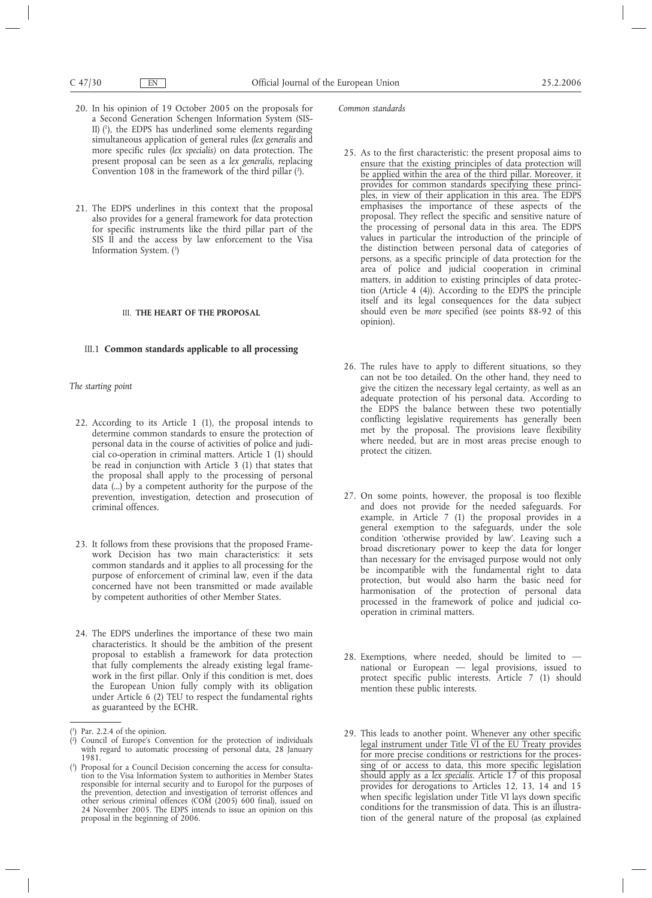20. In his opinion of 19 October 2005 on the proposals for a Second Generation Schengen Information System (SIS-II) [1], the EDPS has underlined some elements regarding simultaneous application of general rules (*lex generalis* and more specific rules (*lex specialis*) on data protection. The present proposal can be seen as a *lex generalis*, replacing Convention 108 in the framework of the third pillar [2].

21. The EDPS underlines in this context that the proposal also provides for a general framework for data protection for specific instruments like the third pillar part of the SIS II and the access by law enforcement to the Visa Information System. [3]

## III. THE HEART OF THE PROPOSAL

### III.1 Common standards applicable to all processing

*The starting point*

22. According to its Article 1 (1), the proposal intends to determine common standards to ensure the protection of personal data in the course of activities of police and judicial co-operation in criminal matters. Article 1 (1) should be read in conjunction with Article 3 (1) that states that the proposal shall apply to the processing of personal data (...) by a competent authority for the purpose of the prevention, investigation, detection and prosecution of criminal offences.

23. It follows from these provisions that the proposed Framework Decision has two main characteristics: it sets common standards and it applies to all processing for the purpose of enforcement of criminal law, even if the data concerned have not been transmitted or made available by competent authorities of other Member States.

24. The EDPS underlines the importance of these two main characteristics. It should be the ambition of the present proposal to establish a framework for data protection that fully complements the already existing legal framework in the first pillar. Only if this condition is met, does the European Union fully comply with its obligation under Article 6 (2) TEU to respect the fundamental rights as guaranteed by the ECHR.

*Common standards*

25. As to the first characteristic: the present proposal aims to ensure that the existing principles of data protection will be applied within the area of the third pillar. Moreover, it provides for common standards specifying these principles, in view of their application in this area. The EDPS emphasises the importance of these aspects of the proposal. They reflect the specific and sensitive nature of the processing of personal data in this area. The EDPS values in particular the introduction of the principle of the distinction between personal data of categories of persons, as a specific principle of data protection for the area of police and judicial cooperation in criminal matters, in addition to existing principles of data protection (Article 4 (4)). According to the EDPS the principle itself and its legal consequences for the data subject should even be *more* specified (see points 88-92 of this opinion).

26. The rules have to apply to different situations, so they can not be too detailed. On the other hand, they need to give the citizen the necessary legal certainty, as well as an adequate protection of his personal data. According to the EDPS the balance between these two potentially conflicting legislative requirements has generally been met by the proposal. The provisions leave flexibility where needed, but are in most areas precise enough to protect the citizen.

27. On some points, however, the proposal is too flexible and does not provide for the needed safeguards. For example, in Article 7 (1) the proposal provides in a general exemption to the safeguards, under the sole condition 'otherwise provided by law'. Leaving such a broad discretionary power to keep the data for longer than necessary for the envisaged purpose would not only be incompatible with the fundamental right to data protection, but would also harm the basic need for harmonisation of the protection of personal data processed in the framework of police and judicial co-operation in criminal matters.

28. Exemptions, where needed, should be limited to — national or European — legal provisions, issued to protect specific public interests. Article 7 (1) should mention these public interests.

29. This leads to another point. Whenever any other specific legal instrument under Title VI of the EU Treaty provides for more precise conditions or restrictions for the processing of or access to data, this more specific legislation should apply as a *lex specialis*. Article 17 of this proposal provides for derogations to Articles 12, 13, 14 and 15 when specific legislation under Title VI lays down specific conditions for the transmission of data. This is an illustration of the general nature of the proposal (as explained

---

[1] Par. 2.2.4 of the opinion.

[2] Council of Europe's Convention for the protection of individuals with regard to automatic processing of personal data, 28 January 1981.

[3] Proposal for a Council Decision concerning the access for consultation to the Visa Information System to authorities in Member States responsible for internal security and to Europol for the purposes of the prevention, detection and investigation of terrorist offences and other serious criminal offences (COM (2005) 600 final), issued on 24 November 2005. The EDPS intends to issue an opinion on this proposal in the beginning of 2006.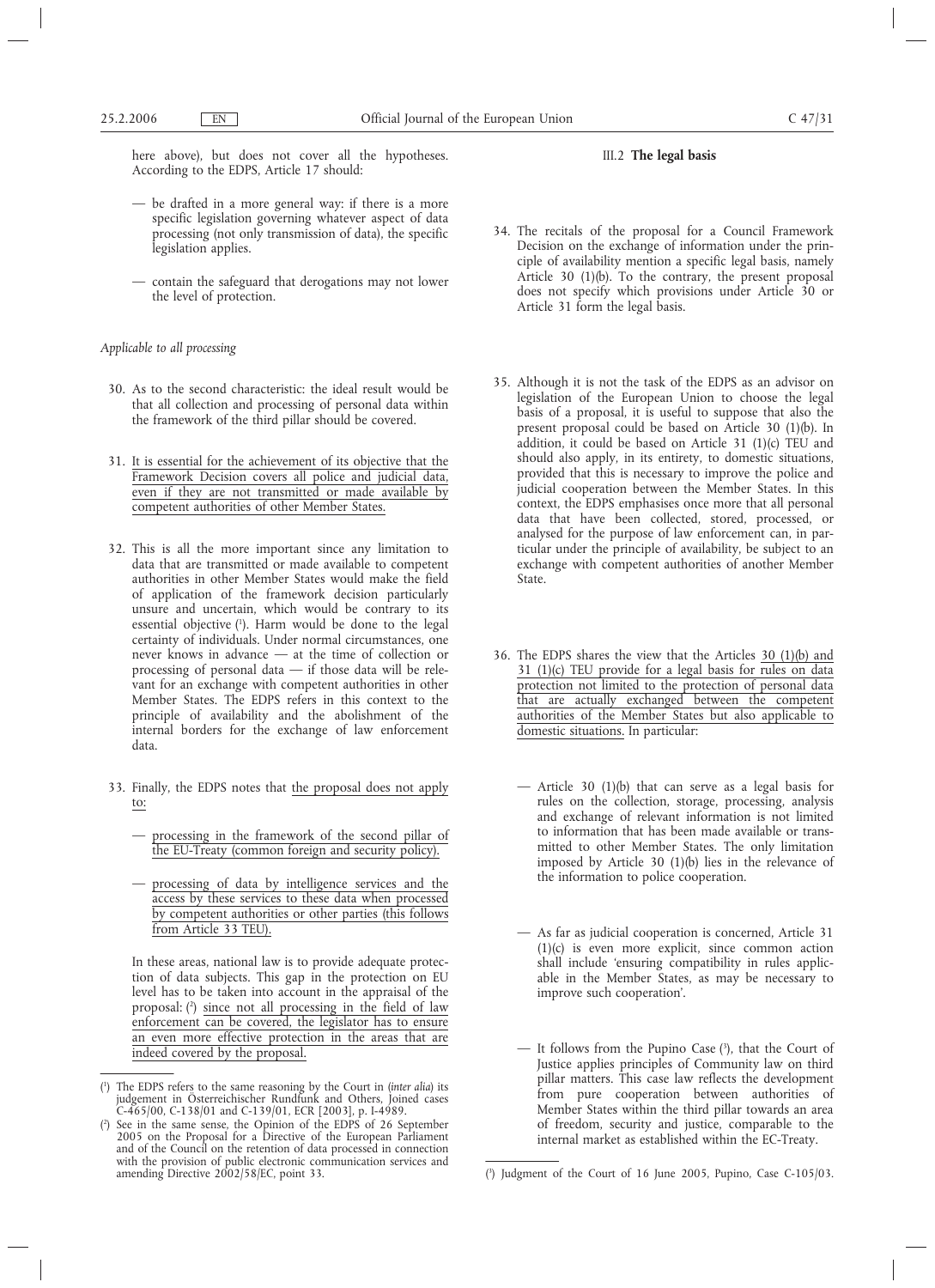here above), but does not cover all the hypotheses. According to the EDPS, Article 17 should:

- be drafted in a more general way: if there is a more specific legislation governing whatever aspect of data processing (not only transmission of data), the specific legislation applies.
- contain the safeguard that derogations may not lower the level of protection.

*Applicable to all processing*

30. As to the second characteristic: the ideal result would be that all collection and processing of personal data within the framework of the third pillar should be covered.

31. It is essential for the achievement of its objective that the Framework Decision covers all police and judicial data, even if they are not transmitted or made available by competent authorities of other Member States.

32. This is all the more important since any limitation to data that are transmitted or made available to competent authorities in other Member States would make the field of application of the framework decision particularly unsure and uncertain, which would be contrary to its essential objective [1]. Harm would be done to the legal certainty of individuals. Under normal circumstances, one never knows in advance — at the time of collection or processing of personal data — if those data will be relevant for an exchange with competent authorities in other Member States. The EDPS refers in this context to the principle of availability and the abolishment of the internal borders for the exchange of law enforcement data.

33. Finally, the EDPS notes that the proposal does not apply to:

- processing in the framework of the second pillar of the EU-Treaty (common foreign and security policy).
- processing of data by intelligence services and the access by these services to these data when processed by competent authorities or other parties (this follows from Article 33 TEU).

In these areas, national law is to provide adequate protection of data subjects. This gap in the protection on EU level has to be taken into account in the appraisal of the proposal: [2] since not all processing in the field of law enforcement can be covered, the legislator has to ensure an even more effective protection in the areas that are indeed covered by the proposal.

### III.2 **The legal basis**

34. The recitals of the proposal for a Council Framework Decision on the exchange of information under the principle of availability mention a specific legal basis, namely Article 30 (1)(b). To the contrary, the present proposal does not specify which provisions under Article 30 or Article 31 form the legal basis.

35. Although it is not the task of the EDPS as an advisor on legislation of the European Union to choose the legal basis of a proposal, it is useful to suppose that also the present proposal could be based on Article 30 (1)(b). In addition, it could be based on Article 31 (1)(c) TEU and should also apply, in its entirety, to domestic situations, provided that this is necessary to improve the police and judicial cooperation between the Member States. In this context, the EDPS emphasises once more that all personal data that have been collected, stored, processed, or analysed for the purpose of law enforcement can, in particular under the principle of availability, be subject to an exchange with competent authorities of another Member State.

36. The EDPS shares the view that the Articles 30 (1)(b) and 31 (1)(c) TEU provide for a legal basis for rules on data protection not limited to the protection of personal data that are actually exchanged between the competent authorities of the Member States but also applicable to domestic situations. In particular:

- Article 30 (1)(b) that can serve as a legal basis for rules on the collection, storage, processing, analysis and exchange of relevant information is not limited to information that has been made available or transmitted to other Member States. The only limitation imposed by Article 30 (1)(b) lies in the relevance of the information to police cooperation.
- As far as judicial cooperation is concerned, Article 31 (1)(c) is even more explicit, since common action shall include 'ensuring compatibility in rules applicable in the Member States, as may be necessary to improve such cooperation'.
- It follows from the Pupino Case [3], that the Court of Justice applies principles of Community law on third pillar matters. This case law reflects the development from pure cooperation between authorities of Member States within the third pillar towards an area of freedom, security and justice, comparable to the internal market as established within the EC-Treaty.

---

[1] The EDPS refers to the same reasoning by the Court in (*inter alia*) its judgement in Österreichischer Rundfunk and Others, Joined cases C-465/00, C-138/01 and C-139/01, ECR [2003], p. I-4989.

[2] See in the same sense, the Opinion of the EDPS of 26 September 2005 on the Proposal for a Directive of the European Parliament and of the Council on the retention of data processed in connection with the provision of public electronic communication services and amending Directive 2002/58/EC, point 33.

[3] Judgment of the Court of 16 June 2005, Pupino, Case C-105/03.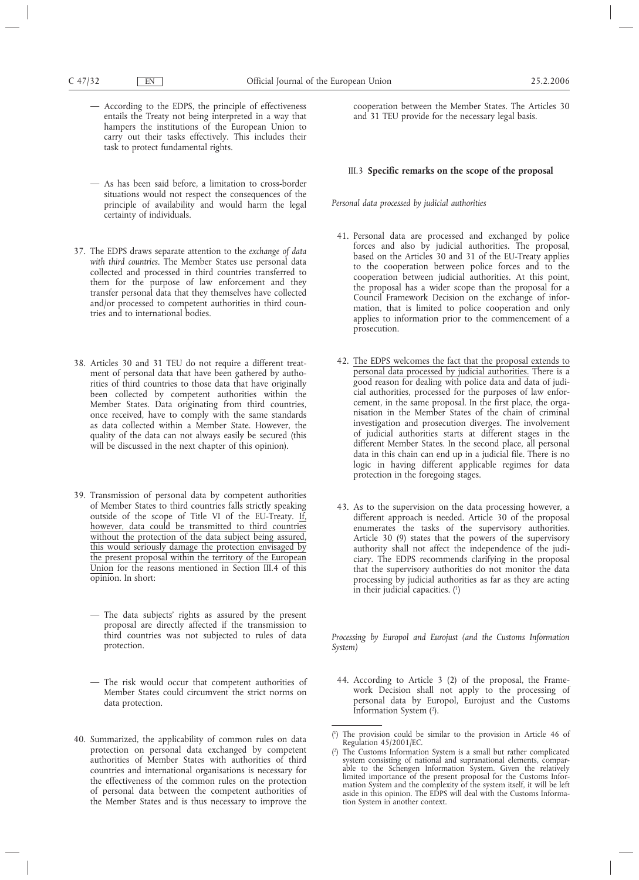— According to the EDPS, the principle of effectiveness entails the Treaty not being interpreted in a way that hampers the institutions of the European Union to carry out their tasks effectively. This includes their task to protect fundamental rights.

— As has been said before, a limitation to cross-border situations would not respect the consequences of the principle of availability and would harm the legal certainty of individuals.

37. The EDPS draws separate attention to the *exchange of data with third countries*. The Member States use personal data collected and processed in third countries transferred to them for the purpose of law enforcement and they transfer personal data that they themselves have collected and/or processed to competent authorities in third countries and to international bodies.

38. Articles 30 and 31 TEU do not require a different treatment of personal data that have been gathered by authorities of third countries to those data that have originally been collected by competent authorities within the Member States. Data originating from third countries, once received, have to comply with the same standards as data collected within a Member State. However, the quality of the data can not always easily be secured (this will be discussed in the next chapter of this opinion).

39. Transmission of personal data by competent authorities of Member States to third countries falls strictly speaking outside of the scope of Title VI of the EU-Treaty. If, however, data could be transmitted to third countries without the protection of the data subject being assured, this would seriously damage the protection envisaged by the present proposal within the territory of the European Union for the reasons mentioned in Section III.4 of this opinion. In short:

— The data subjects' rights as assured by the present proposal are directly affected if the transmission to third countries was not subjected to rules of data protection.

— The risk would occur that competent authorities of Member States could circumvent the strict norms on data protection.

40. Summarized, the applicability of common rules on data protection on personal data exchanged by competent authorities of Member States with authorities of third countries and international organisations is necessary for the effectiveness of the common rules on the protection of personal data between the competent authorities of the Member States and is thus necessary to improve the cooperation between the Member States. The Articles 30 and 31 TEU provide for the necessary legal basis.

### III.3 **Specific remarks on the scope of the proposal**

*Personal data processed by judicial authorities*

41. Personal data are processed and exchanged by police forces and also by judicial authorities. The proposal, based on the Articles 30 and 31 of the EU-Treaty applies to the cooperation between police forces and to the cooperation between judicial authorities. At this point, the proposal has a wider scope than the proposal for a Council Framework Decision on the exchange of information, that is limited to police cooperation and only applies to information prior to the commencement of a prosecution.

42. The EDPS welcomes the fact that the proposal extends to personal data processed by judicial authorities. There is a good reason for dealing with police data and data of judicial authorities, processed for the purposes of law enforcement, in the same proposal. In the first place, the organisation in the Member States of the chain of criminal investigation and prosecution diverges. The involvement of judicial authorities starts at different stages in the different Member States. In the second place, all personal data in this chain can end up in a judicial file. There is no logic in having different applicable regimes for data protection in the foregoing stages.

43. As to the supervision on the data processing however, a different approach is needed. Article 30 of the proposal enumerates the tasks of the supervisory authorities. Article 30 (9) states that the powers of the supervisory authority shall not affect the independence of the judiciary. The EDPS recommends clarifying in the proposal that the supervisory authorities do not monitor the data processing by judicial authorities as far as they are acting in their judicial capacities. [1]

*Processing by Europol and Eurojust (and the Customs Information System)*

44. According to Article 3 (2) of the proposal, the Framework Decision shall not apply to the processing of personal data by Europol, Eurojust and the Customs Information System [2].

---

[1] The provision could be similar to the provision in Article 46 of Regulation 45/2001/EC.

[2] The Customs Information System is a small but rather complicated system consisting of national and supranational elements, comparable to the Schengen Information System. Given the relatively limited importance of the present proposal for the Customs Information System and the complexity of the system itself, it will be left aside in this opinion. The EDPS will deal with the Customs Information System in another context.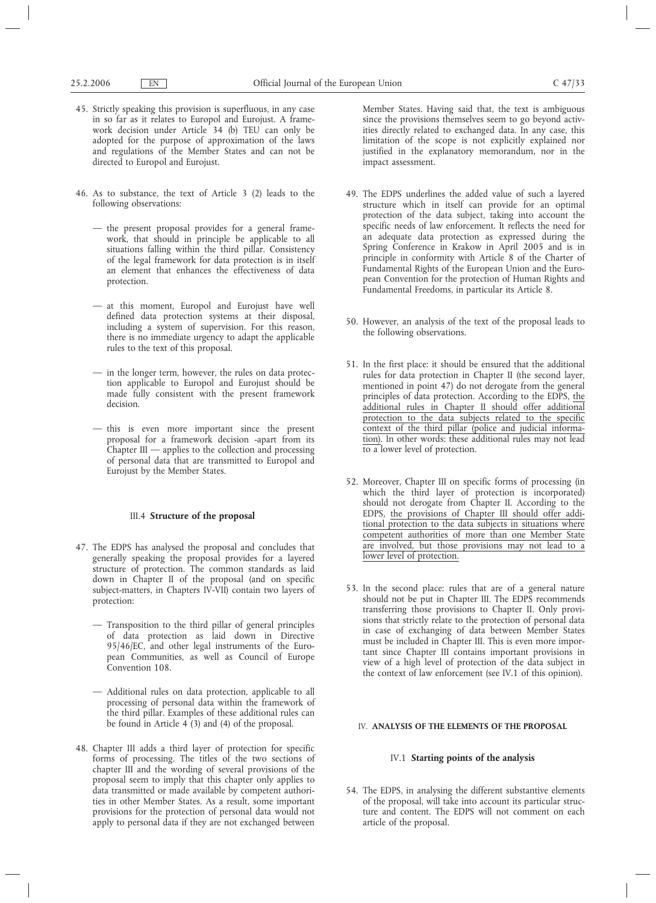45. Strictly speaking this provision is superfluous, in any case in so far as it relates to Europol and Eurojust. A framework decision under Article 34 (b) TEU can only be adopted for the purpose of approximation of the laws and regulations of the Member States and can not be directed to Europol and Eurojust.

46. As to substance, the text of Article 3 (2) leads to the following observations:

 — the present proposal provides for a general framework, that should in principle be applicable to all situations falling within the third pillar. Consistency of the legal framework for data protection is in itself an element that enhances the effectiveness of data protection.

 — at this moment, Europol and Eurojust have well defined data protection systems at their disposal, including a system of supervision. For this reason, there is no immediate urgency to adapt the applicable rules to the text of this proposal.

 — in the longer term, however, the rules on data protection applicable to Europol and Eurojust should be made fully consistent with the present framework decision.

 — this is even more important since the present proposal for a framework decision -apart from its Chapter III — applies to the collection and processing of personal data that are transmitted to Europol and Eurojust by the Member States.

### III.4 **Structure of the proposal**

47. The EDPS has analysed the proposal and concludes that generally speaking the proposal provides for a layered structure of protection. The common standards as laid down in Chapter II of the proposal (and on specific subject-matters, in Chapters IV-VII) contain two layers of protection:

 — Transposition to the third pillar of general principles of data protection as laid down in Directive 95/46/EC, and other legal instruments of the European Communities, as well as Council of Europe Convention 108.

 — Additional rules on data protection, applicable to all processing of personal data within the framework of the third pillar. Examples of these additional rules can be found in Article 4 (3) and (4) of the proposal.

48. Chapter III adds a third layer of protection for specific forms of processing. The titles of the two sections of chapter III and the wording of several provisions of the proposal seem to imply that this chapter only applies to data transmitted or made available by competent authorities in other Member States. As a result, some important provisions for the protection of personal data would not apply to personal data if they are not exchanged between Member States. Having said that, the text is ambiguous since the provisions themselves seem to go beyond activities directly related to exchanged data. In any case, this limitation of the scope is not explicitly explained nor justified in the explanatory memorandum, nor in the impact assessment.

49. The EDPS underlines the added value of such a layered structure which in itself can provide for an optimal protection of the data subject, taking into account the specific needs of law enforcement. It reflects the need for an adequate data protection as expressed during the Spring Conference in Krakow in April 2005 and is in principle in conformity with Article 8 of the Charter of Fundamental Rights of the European Union and the European Convention for the protection of Human Rights and Fundamental Freedoms, in particular its Article 8.

50. However, an analysis of the text of the proposal leads to the following observations.

51. In the first place: it should be ensured that the additional rules for data protection in Chapter II (the second layer, mentioned in point 47) do not derogate from the general principles of data protection. According to the EDPS, the additional rules in Chapter II should offer additional protection to the data subjects related to the specific context of the third pillar (police and judicial information). In other words: these additional rules may not lead to a lower level of protection.

52. Moreover, Chapter III on specific forms of processing (in which the third layer of protection is incorporated) should not derogate from Chapter II. According to the EDPS, the provisions of Chapter III should offer additional protection to the data subjects in situations where competent authorities of more than one Member State are involved, but those provisions may not lead to a lower level of protection.

53. In the second place: rules that are of a general nature should not be put in Chapter III. The EDPS recommends transferring those provisions to Chapter II. Only provisions that strictly relate to the protection of personal data in case of exchanging of data between Member States must be included in Chapter III. This is even more important since Chapter III contains important provisions in view of a high level of protection of the data subject in the context of law enforcement (see IV.1 of this opinion).

## IV. **ANALYSIS OF THE ELEMENTS OF THE PROPOSAL**

### IV.1 **Starting points of the analysis**

54. The EDPS, in analysing the different substantive elements of the proposal, will take into account its particular structure and content. The EDPS will not comment on each article of the proposal.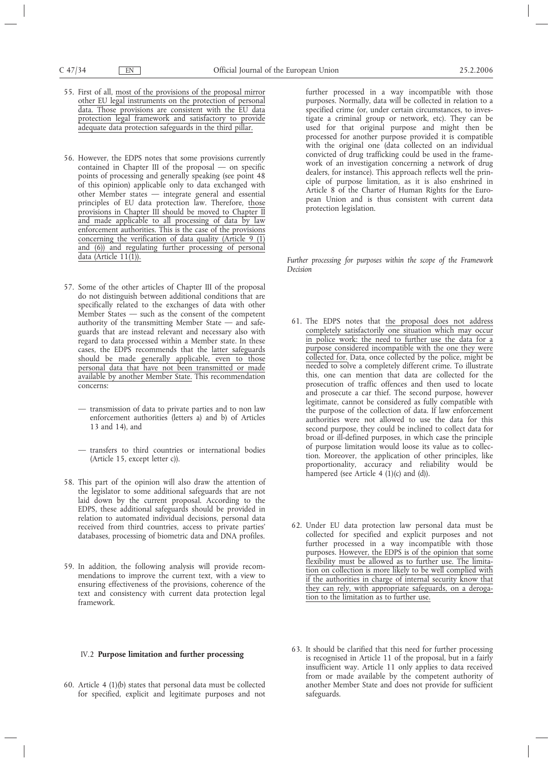55. First of all, most of the provisions of the proposal mirror other EU legal instruments on the protection of personal data. Those provisions are consistent with the EU data protection legal framework and satisfactory to provide adequate data protection safeguards in the third pillar.

56. However, the EDPS notes that some provisions currently contained in Chapter III of the proposal — on specific points of processing and generally speaking (see point 48 of this opinion) applicable only to data exchanged with other Member states — integrate general and essential principles of EU data protection law. Therefore, those provisions in Chapter III should be moved to Chapter II and made applicable to all processing of data by law enforcement authorities. This is the case of the provisions concerning the verification of data quality (Article 9 (1) and (6)) and regulating further processing of personal data (Article 11(1)).

57. Some of the other articles of Chapter III of the proposal do not distinguish between additional conditions that are specifically related to the exchanges of data with other Member States — such as the consent of the competent authority of the transmitting Member State — and safeguards that are instead relevant and necessary also with regard to data processed within a Member state. In these cases, the EDPS recommends that the latter safeguards should be made generally applicable, even to those personal data that have not been transmitted or made available by another Member State. This recommendation concerns:

— transmission of data to private parties and to non law enforcement authorities (letters a) and b) of Articles 13 and 14), and

— transfers to third countries or international bodies (Article 15, except letter c)).

58. This part of the opinion will also draw the attention of the legislator to some additional safeguards that are not laid down by the current proposal. According to the EDPS, these additional safeguards should be provided in relation to automated individual decisions, personal data received from third countries, access to private parties' databases, processing of biometric data and DNA profiles.

59. In addition, the following analysis will provide recommendations to improve the current text, with a view to ensuring effectiveness of the provisions, coherence of the text and consistency with current data protection legal framework.

### IV.2 **Purpose limitation and further processing**

60. Article 4 (1)(b) states that personal data must be collected for specified, explicit and legitimate purposes and not further processed in a way incompatible with those purposes. Normally, data will be collected in relation to a specified crime (or, under certain circumstances, to investigate a criminal group or network, etc). They can be used for that original purpose and might then be processed for another purpose provided it is compatible with the original one (data collected on an individual convicted of drug trafficking could be used in the framework of an investigation concerning a network of drug dealers, for instance). This approach reflects well the principle of purpose limitation, as it is also enshrined in Article 8 of the Charter of Human Rights for the European Union and is thus consistent with current data protection legislation.

*Further processing for purposes within the scope of the Framework Decision*

61. The EDPS notes that the proposal does not address completely satisfactorily one situation which may occur in police work: the need to further use the data for a purpose considered incompatible with the one they were collected for. Data, once collected by the police, might be needed to solve a completely different crime. To illustrate this, one can mention that data are collected for the prosecution of traffic offences and then used to locate and prosecute a car thief. The second purpose, however legitimate, cannot be considered as fully compatible with the purpose of the collection of data. If law enforcement authorities were not allowed to use the data for this second purpose, they could be inclined to collect data for broad or ill-defined purposes, in which case the principle of purpose limitation would loose its value as to collection. Moreover, the application of other principles, like proportionality, accuracy and reliability would be hampered (see Article 4 (1)(c) and (d)).

62. Under EU data protection law personal data must be collected for specified and explicit purposes and not further processed in a way incompatible with those purposes. However, the EDPS is of the opinion that some flexibility must be allowed as to further use. The limitation on collection is more likely to be well complied with if the authorities in charge of internal security know that they can rely, with appropriate safeguards, on a derogation to the limitation as to further use.

63. It should be clarified that this need for further processing is recognised in Article 11 of the proposal, but in a fairly insufficient way. Article 11 only applies to data received from or made available by the competent authority of another Member State and does not provide for sufficient safeguards.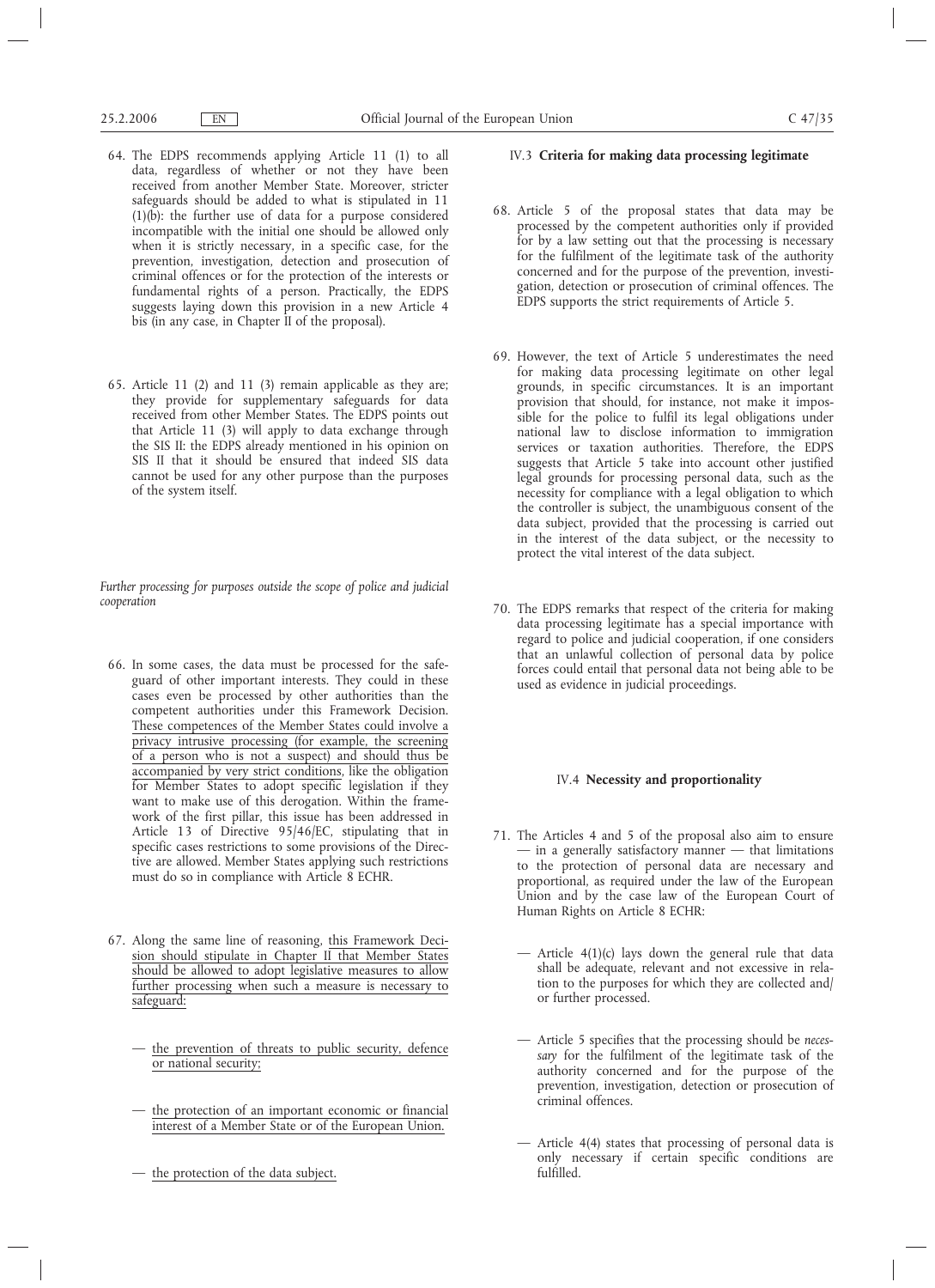64. The EDPS recommends applying Article 11 (1) to all data, regardless of whether or not they have been received from another Member State. Moreover, stricter safeguards should be added to what is stipulated in 11 (1)(b): the further use of data for a purpose considered incompatible with the initial one should be allowed only when it is strictly necessary, in a specific case, for the prevention, investigation, detection and prosecution of criminal offences or for the protection of the interests or fundamental rights of a person. Practically, the EDPS suggests laying down this provision in a new Article 4 bis (in any case, in Chapter II of the proposal).

65. Article 11 (2) and 11 (3) remain applicable as they are; they provide for supplementary safeguards for data received from other Member States. The EDPS points out that Article 11 (3) will apply to data exchange through the SIS II: the EDPS already mentioned in his opinion on SIS II that it should be ensured that indeed SIS data cannot be used for any other purpose than the purposes of the system itself.

*Further processing for purposes outside the scope of police and judicial cooperation*

66. In some cases, the data must be processed for the safeguard of other important interests. They could in these cases even be processed by other authorities than the competent authorities under this Framework Decision. These competences of the Member States could involve a privacy intrusive processing (for example, the screening of a person who is not a suspect) and should thus be accompanied by very strict conditions, like the obligation for Member States to adopt specific legislation if they want to make use of this derogation. Within the framework of the first pillar, this issue has been addressed in Article 13 of Directive 95/46/EC, stipulating that in specific cases restrictions to some provisions of the Directive are allowed. Member States applying such restrictions must do so in compliance with Article 8 ECHR.

67. Along the same line of reasoning, this Framework Decision should stipulate in Chapter II that Member States should be allowed to adopt legislative measures to allow further processing when such a measure is necessary to safeguard:

    — the prevention of threats to public security, defence or national security;

    — the protection of an important economic or financial interest of a Member State or of the European Union.

    — the protection of the data subject.

### IV.3 **Criteria for making data processing legitimate**

68. Article 5 of the proposal states that data may be processed by the competent authorities only if provided for by a law setting out that the processing is necessary for the fulfilment of the legitimate task of the authority concerned and for the purpose of the prevention, investigation, detection or prosecution of criminal offences. The EDPS supports the strict requirements of Article 5.

69. However, the text of Article 5 underestimates the need for making data processing legitimate on other legal grounds, in specific circumstances. It is an important provision that should, for instance, not make it impossible for the police to fulfil its legal obligations under national law to disclose information to immigration services or taxation authorities. Therefore, the EDPS suggests that Article 5 take into account other justified legal grounds for processing personal data, such as the necessity for compliance with a legal obligation to which the controller is subject, the unambiguous consent of the data subject, provided that the processing is carried out in the interest of the data subject, or the necessity to protect the vital interest of the data subject.

70. The EDPS remarks that respect of the criteria for making data processing legitimate has a special importance with regard to police and judicial cooperation, if one considers that an unlawful collection of personal data by police forces could entail that personal data not being able to be used as evidence in judicial proceedings.

### IV.4 **Necessity and proportionality**

71. The Articles 4 and 5 of the proposal also aim to ensure — in a generally satisfactory manner — that limitations to the protection of personal data are necessary and proportional, as required under the law of the European Union and by the case law of the European Court of Human Rights on Article 8 ECHR:

    — Article 4(1)(c) lays down the general rule that data shall be adequate, relevant and not excessive in relation to the purposes for which they are collected and/or further processed.

    — Article 5 specifies that the processing should be *necessary* for the fulfilment of the legitimate task of the authority concerned and for the purpose of the prevention, investigation, detection or prosecution of criminal offences.

    — Article 4(4) states that processing of personal data is only necessary if certain specific conditions are fulfilled.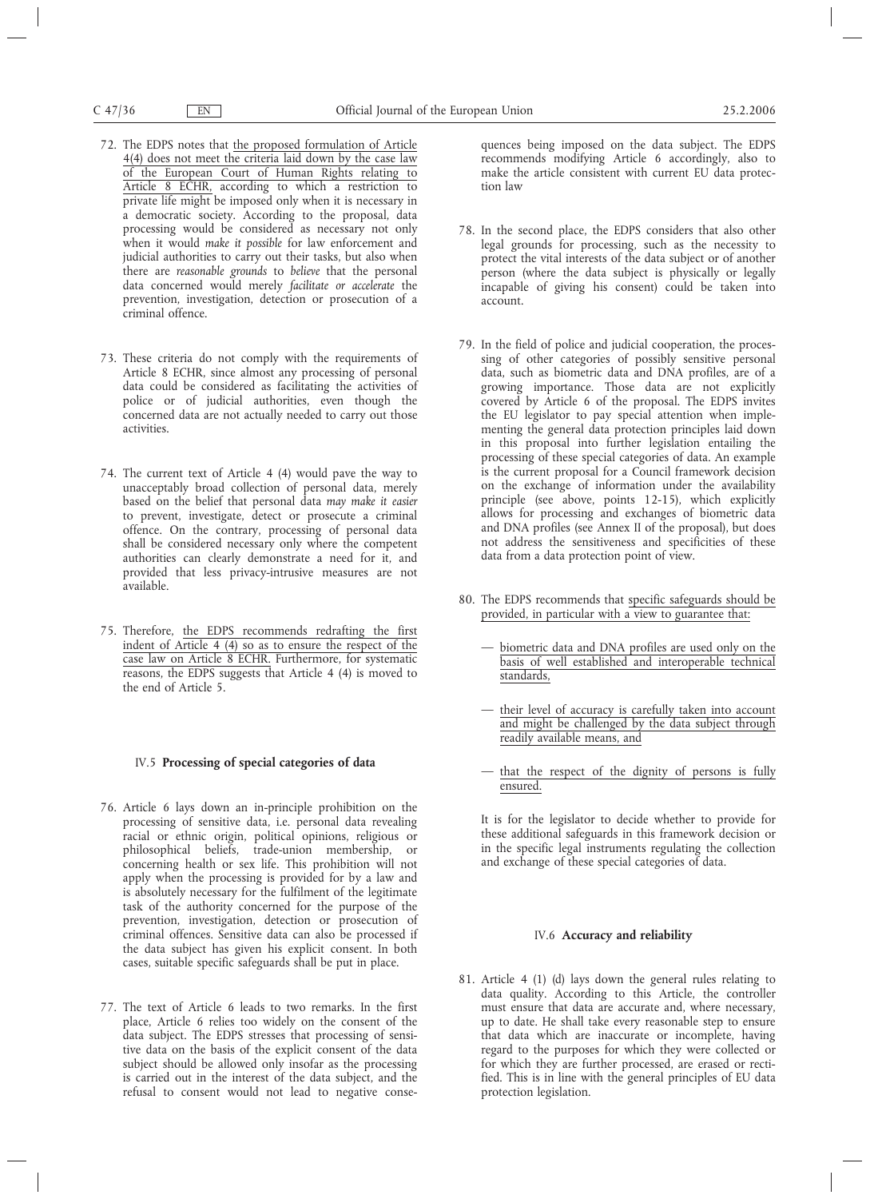72. The EDPS notes that the proposed formulation of Article 4(4) does not meet the criteria laid down by the case law of the European Court of Human Rights relating to Article 8 ECHR, according to which a restriction to private life might be imposed only when it is necessary in a democratic society. According to the proposal, data processing would be considered as necessary not only when it would *make it possible* for law enforcement and judicial authorities to carry out their tasks, but also when there are *reasonable grounds* to *believe* that the personal data concerned would merely *facilitate or accelerate* the prevention, investigation, detection or prosecution of a criminal offence.

73. These criteria do not comply with the requirements of Article 8 ECHR, since almost any processing of personal data could be considered as facilitating the activities of police or of judicial authorities, even though the concerned data are not actually needed to carry out those activities.

74. The current text of Article 4 (4) would pave the way to unacceptably broad collection of personal data, merely based on the belief that personal data *may make it easier* to prevent, investigate, detect or prosecute a criminal offence. On the contrary, processing of personal data shall be considered necessary only where the competent authorities can clearly demonstrate a need for it, and provided that less privacy-intrusive measures are not available.

75. Therefore, the EDPS recommends redrafting the first indent of Article 4 (4) so as to ensure the respect of the case law on Article 8 ECHR. Furthermore, for systematic reasons, the EDPS suggests that Article 4 (4) is moved to the end of Article 5.

### IV.5 **Processing of special categories of data**

76. Article 6 lays down an in-principle prohibition on the processing of sensitive data, i.e. personal data revealing racial or ethnic origin, political opinions, religious or philosophical beliefs, trade-union membership, or concerning health or sex life. This prohibition will not apply when the processing is provided for by a law and is absolutely necessary for the fulfilment of the legitimate task of the authority concerned for the purpose of the prevention, investigation, detection or prosecution of criminal offences. Sensitive data can also be processed if the data subject has given his explicit consent. In both cases, suitable specific safeguards shall be put in place.

77. The text of Article 6 leads to two remarks. In the first place, Article 6 relies too widely on the consent of the data subject. The EDPS stresses that processing of sensitive data on the basis of the explicit consent of the data subject should be allowed only insofar as the processing is carried out in the interest of the data subject, and the refusal to consent would not lead to negative consequences being imposed on the data subject. The EDPS recommends modifying Article 6 accordingly, also to make the article consistent with current EU data protection law

78. In the second place, the EDPS considers that also other legal grounds for processing, such as the necessity to protect the vital interests of the data subject or of another person (where the data subject is physically or legally incapable of giving his consent) could be taken into account.

79. In the field of police and judicial cooperation, the processing of other categories of possibly sensitive personal data, such as biometric data and DNA profiles, are of a growing importance. Those data are not explicitly covered by Article 6 of the proposal. The EDPS invites the EU legislator to pay special attention when implementing the general data protection principles laid down in this proposal into further legislation entailing the processing of these special categories of data. An example is the current proposal for a Council framework decision on the exchange of information under the availability principle (see above, points 12-15), which explicitly allows for processing and exchanges of biometric data and DNA profiles (see Annex II of the proposal), but does not address the sensitiveness and specificities of these data from a data protection point of view.

80. The EDPS recommends that specific safeguards should be provided, in particular with a view to guarantee that:

- biometric data and DNA profiles are used only on the basis of well established and interoperable technical standards,
- their level of accuracy is carefully taken into account and might be challenged by the data subject through readily available means, and
- that the respect of the dignity of persons is fully ensured.

It is for the legislator to decide whether to provide for these additional safeguards in this framework decision or in the specific legal instruments regulating the collection and exchange of these special categories of data.

### IV.6 **Accuracy and reliability**

81. Article 4 (1) (d) lays down the general rules relating to data quality. According to this Article, the controller must ensure that data are accurate and, where necessary, up to date. He shall take every reasonable step to ensure that data which are inaccurate or incomplete, having regard to the purposes for which they were collected or for which they are further processed, are erased or rectified. This is in line with the general principles of EU data protection legislation.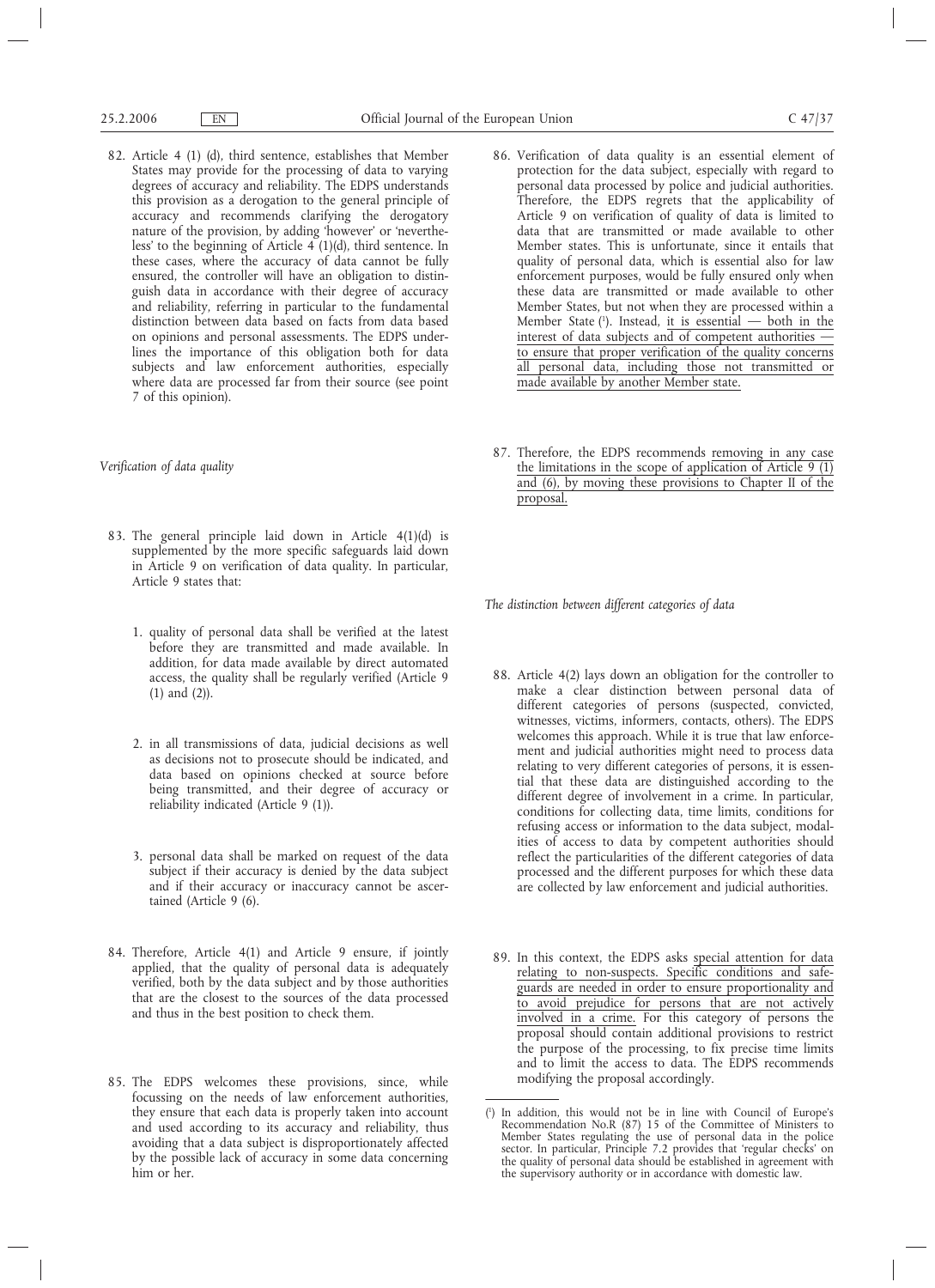82. Article 4 (1) (d), third sentence, establishes that Member States may provide for the processing of data to varying degrees of accuracy and reliability. The EDPS understands this provision as a derogation to the general principle of accuracy and recommends clarifying the derogatory nature of the provision, by adding 'however' or 'nevertheless' to the beginning of Article 4 (1)(d), third sentence. In these cases, where the accuracy of data cannot be fully ensured, the controller will have an obligation to distinguish data in accordance with their degree of accuracy and reliability, referring in particular to the fundamental distinction between data based on facts from data based on opinions and personal assessments. The EDPS underlines the importance of this obligation both for data subjects and law enforcement authorities, especially where data are processed far from their source (see point 7 of this opinion).

*Verification of data quality*

83. The general principle laid down in Article 4(1)(d) is supplemented by the more specific safeguards laid down in Article 9 on verification of data quality. In particular, Article 9 states that:

   1. quality of personal data shall be verified at the latest before they are transmitted and made available. In addition, for data made available by direct automated access, the quality shall be regularly verified (Article 9 (1) and (2)).

   2. in all transmissions of data, judicial decisions as well as decisions not to prosecute should be indicated, and data based on opinions checked at source before being transmitted, and their degree of accuracy or reliability indicated (Article 9 (1)).

   3. personal data shall be marked on request of the data subject if their accuracy is denied by the data subject and if their accuracy or inaccuracy cannot be ascertained (Article 9 (6).

84. Therefore, Article 4(1) and Article 9 ensure, if jointly applied, that the quality of personal data is adequately verified, both by the data subject and by those authorities that are the closest to the sources of the data processed and thus in the best position to check them.

85. The EDPS welcomes these provisions, since, while focussing on the needs of law enforcement authorities, they ensure that each data is properly taken into account and used according to its accuracy and reliability, thus avoiding that a data subject is disproportionately affected by the possible lack of accuracy in some data concerning him or her.

86. Verification of data quality is an essential element of protection for the data subject, especially with regard to personal data processed by police and judicial authorities. Therefore, the EDPS regrets that the applicability of Article 9 on verification of quality of data is limited to data that are transmitted or made available to other Member states. This is unfortunate, since it entails that quality of personal data, which is essential also for law enforcement purposes, would be fully ensured only when these data are transmitted or made available to other Member States, but not when they are processed within a Member State [1]. Instead, it is essential — both in the interest of data subjects and of competent authorities — to ensure that proper verification of the quality concerns all personal data, including those not transmitted or made available by another Member state.

87. Therefore, the EDPS recommends removing in any case the limitations in the scope of application of Article 9 (1) and (6), by moving these provisions to Chapter II of the proposal.

*The distinction between different categories of data*

88. Article 4(2) lays down an obligation for the controller to make a clear distinction between personal data of different categories of persons (suspected, convicted, witnesses, victims, informers, contacts, others). The EDPS welcomes this approach. While it is true that law enforcement and judicial authorities might need to process data relating to very different categories of persons, it is essential that these data are distinguished according to the different degree of involvement in a crime. In particular, conditions for collecting data, time limits, conditions for refusing access or information to the data subject, modalities of access to data by competent authorities should reflect the particularities of the different categories of data processed and the different purposes for which these data are collected by law enforcement and judicial authorities.

89. In this context, the EDPS asks special attention for data relating to non-suspects. Specific conditions and safeguards are needed in order to ensure proportionality and to avoid prejudice for persons that are not actively involved in a crime. For this category of persons the proposal should contain additional provisions to restrict the purpose of the processing, to fix precise time limits and to limit the access to data. The EDPS recommends modifying the proposal accordingly.

---

[1] In addition, this would not be in line with Council of Europe's Recommendation No.R (87) 15 of the Committee of Ministers to Member States regulating the use of personal data in the police sector. In particular, Principle 7.2 provides that 'regular checks' on the quality of personal data should be established in agreement with the supervisory authority or in accordance with domestic law.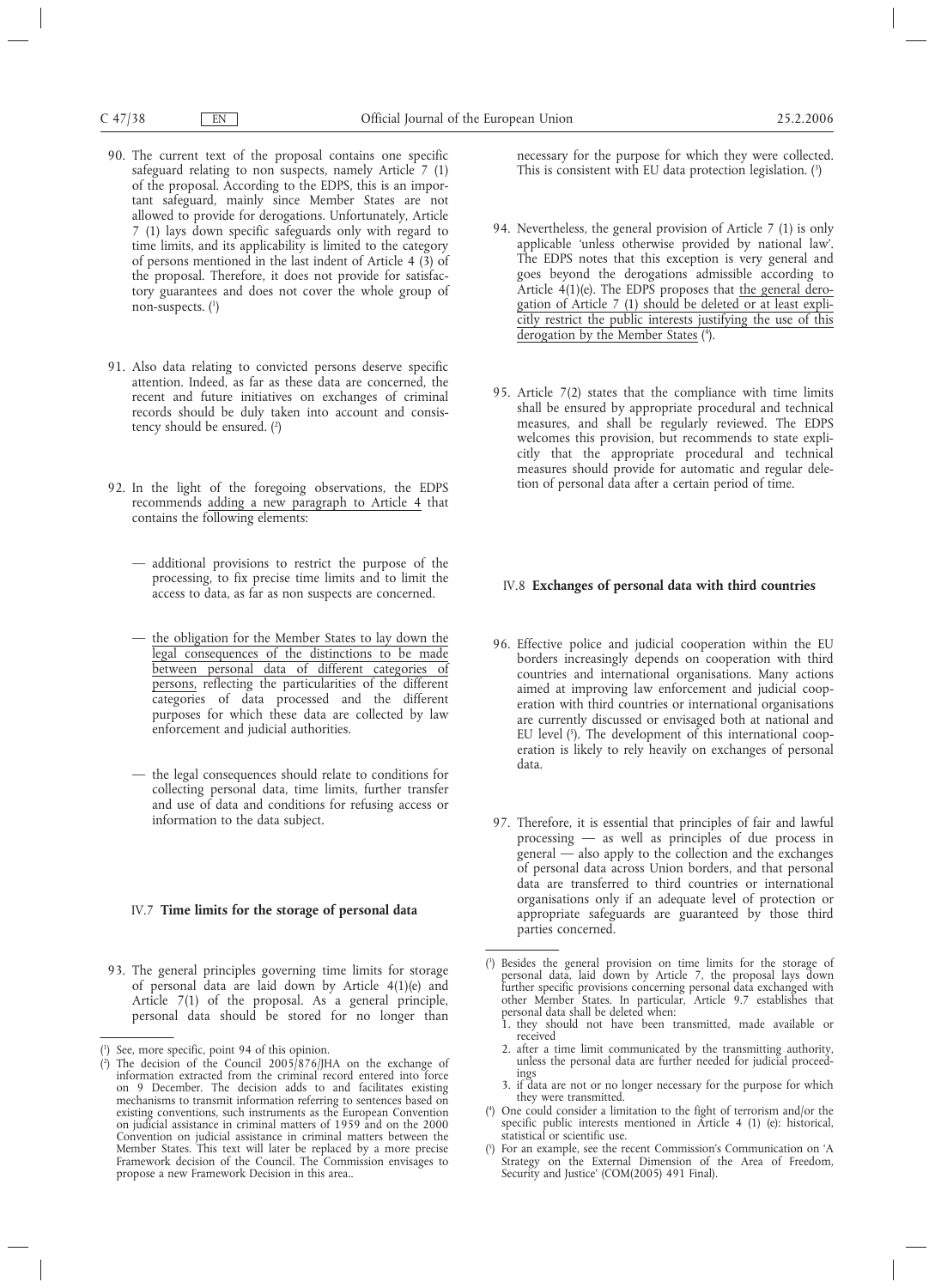90. The current text of the proposal contains one specific safeguard relating to non suspects, namely Article 7 (1) of the proposal. According to the EDPS, this is an important safeguard, mainly since Member States are not allowed to provide for derogations. Unfortunately, Article 7 (1) lays down specific safeguards only with regard to time limits, and its applicability is limited to the category of persons mentioned in the last indent of Article 4 (3) of the proposal. Therefore, it does not provide for satisfactory guarantees and does not cover the whole group of non-suspects. [1]

91. Also data relating to convicted persons deserve specific attention. Indeed, as far as these data are concerned, the recent and future initiatives on exchanges of criminal records should be duly taken into account and consistency should be ensured. [2]

92. In the light of the foregoing observations, the EDPS recommends adding a new paragraph to Article 4 that contains the following elements:

— additional provisions to restrict the purpose of the processing, to fix precise time limits and to limit the access to data, as far as non suspects are concerned.

— the obligation for the Member States to lay down the legal consequences of the distinctions to be made between personal data of different categories of persons, reflecting the particularities of the different categories of data processed and the different purposes for which these data are collected by law enforcement and judicial authorities.

— the legal consequences should relate to conditions for collecting personal data, time limits, further transfer and use of data and conditions for refusing access or information to the data subject.

### IV.7 **Time limits for the storage of personal data**

93. The general principles governing time limits for storage of personal data are laid down by Article 4(1)(e) and Article 7(1) of the proposal. As a general principle, personal data should be stored for no longer than necessary for the purpose for which they were collected. This is consistent with EU data protection legislation. [3]

94. Nevertheless, the general provision of Article 7 (1) is only applicable 'unless otherwise provided by national law'. The EDPS notes that this exception is very general and goes beyond the derogations admissible according to Article 4(1)(e). The EDPS proposes that the general derogation of Article 7 (1) should be deleted or at least explicitly restrict the public interests justifying the use of this derogation by the Member States [4].

95. Article 7(2) states that the compliance with time limits shall be ensured by appropriate procedural and technical measures, and shall be regularly reviewed. The EDPS welcomes this provision, but recommends to state explicitly that the appropriate procedural and technical measures should provide for automatic and regular deletion of personal data after a certain period of time.

### IV.8 **Exchanges of personal data with third countries**

96. Effective police and judicial cooperation within the EU borders increasingly depends on cooperation with third countries and international organisations. Many actions aimed at improving law enforcement and judicial cooperation with third countries or international organisations are currently discussed or envisaged both at national and EU level [5]. The development of this international cooperation is likely to rely heavily on exchanges of personal data.

97. Therefore, it is essential that principles of fair and lawful processing — as well as principles of due process in general — also apply to the collection and the exchanges of personal data across Union borders, and that personal data are transferred to third countries or international organisations only if an adequate level of protection or appropriate safeguards are guaranteed by those third parties concerned.

---

[1] See, more specific, point 94 of this opinion.

[2] The decision of the Council 2005/876/JHA on the exchange of information extracted from the criminal record entered into force on 9 December. The decision adds to and facilitates existing mechanisms to transmit information referring to sentences based on existing conventions, such instruments as the European Convention on judicial assistance in criminal matters of 1959 and on the 2000 Convention on judicial assistance in criminal matters between the Member States. This text will later be replaced by a more precise Framework decision of the Council. The Commission envisages to propose a new Framework Decision in this area..

[3] Besides the general provision on time limits for the storage of personal data, laid down by Article 7, the proposal lays down further specific provisions concerning personal data exchanged with other Member States. In particular, Article 9.7 establishes that personal data shall be deleted when:
1. they should not have been transmitted, made available or received
2. after a time limit communicated by the transmitting authority, unless the personal data are further needed for judicial proceedings
3. if data are not or no longer necessary for the purpose for which they were transmitted.

[4] One could consider a limitation to the fight of terrorism and/or the specific public interests mentioned in Article 4 (1) (e): historical, statistical or scientific use.

[5] For an example, see the recent Commission's Communication on 'A Strategy on the External Dimension of the Area of Freedom, Security and Justice' (COM(2005) 491 Final).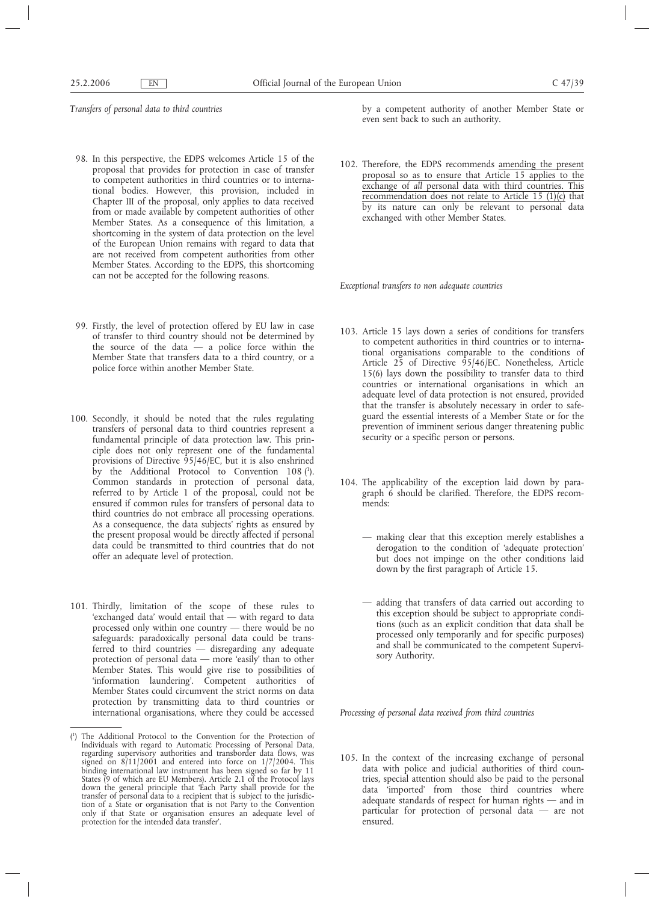*Transfers of personal data to third countries*

98. In this perspective, the EDPS welcomes Article 15 of the proposal that provides for protection in case of transfer to competent authorities in third countries or to international bodies. However, this provision, included in Chapter III of the proposal, only applies to data received from or made available by competent authorities of other Member States. As a consequence of this limitation, a shortcoming in the system of data protection on the level of the European Union remains with regard to data that are not received from competent authorities from other Member States. According to the EDPS, this shortcoming can not be accepted for the following reasons.

99. Firstly, the level of protection offered by EU law in case of transfer to third country should not be determined by the source of the data — a police force within the Member State that transfers data to a third country, or a police force within another Member State.

100. Secondly, it should be noted that the rules regulating transfers of personal data to third countries represent a fundamental principle of data protection law. This principle does not only represent one of the fundamental provisions of Directive 95/46/EC, but it is also enshrined by the Additional Protocol to Convention 108 [1]. Common standards in protection of personal data, referred to by Article 1 of the proposal, could not be ensured if common rules for transfers of personal data to third countries do not embrace all processing operations. As a consequence, the data subjects' rights as ensured by the present proposal would be directly affected if personal data could be transmitted to third countries that do not offer an adequate level of protection.

101. Thirdly, limitation of the scope of these rules to 'exchanged data' would entail that — with regard to data processed only within one country — there would be no safeguards: paradoxically personal data could be transferred to third countries — disregarding any adequate protection of personal data — more 'easily' than to other Member States. This would give rise to possibilities of 'information laundering'. Competent authorities of Member States could circumvent the strict norms on data protection by transmitting data to third countries or international organisations, where they could be accessed by a competent authority of another Member State or even sent back to such an authority.

102. Therefore, the EDPS recommends <u>amending the present proposal so as to ensure that Article 15 applies to the exchange of *all* personal data with third countries. This recommendation does not relate to Article 15 (1)(c)</u> that by its nature can only be relevant to personal data exchanged with other Member States.

*Exceptional transfers to non adequate countries*

103. Article 15 lays down a series of conditions for transfers to competent authorities in third countries or to international organisations comparable to the conditions of Article 25 of Directive 95/46/EC. Nonetheless, Article 15(6) lays down the possibility to transfer data to third countries or international organisations in which an adequate level of data protection is not ensured, provided that the transfer is absolutely necessary in order to safeguard the essential interests of a Member State or for the prevention of imminent serious danger threatening public security or a specific person or persons.

104. The applicability of the exception laid down by paragraph 6 should be clarified. Therefore, the EDPS recommends:

   — making clear that this exception merely establishes a derogation to the condition of 'adequate protection' but does not impinge on the other conditions laid down by the first paragraph of Article 15.

   — adding that transfers of data carried out according to this exception should be subject to appropriate conditions (such as an explicit condition that data shall be processed only temporarily and for specific purposes) and shall be communicated to the competent Supervisory Authority.

*Processing of personal data received from third countries*

105. In the context of the increasing exchange of personal data with police and judicial authorities of third countries, special attention should also be paid to the personal data 'imported' from those third countries where adequate standards of respect for human rights — and in particular for protection of personal data — are not ensured.

---

[1] The Additional Protocol to the Convention for the Protection of Individuals with regard to Automatic Processing of Personal Data, regarding supervisory authorities and transborder data flows, was signed on 8/11/2001 and entered into force on 1/7/2004. This binding international law instrument has been signed so far by 11 States (9 of which are EU Members). Article 2.1 of the Protocol lays down the general principle that 'Each Party shall provide for the transfer of personal data to a recipient that is subject to the jurisdiction of a State or organisation that is not Party to the Convention only if that State or organisation ensures an adequate level of protection for the intended data transfer'.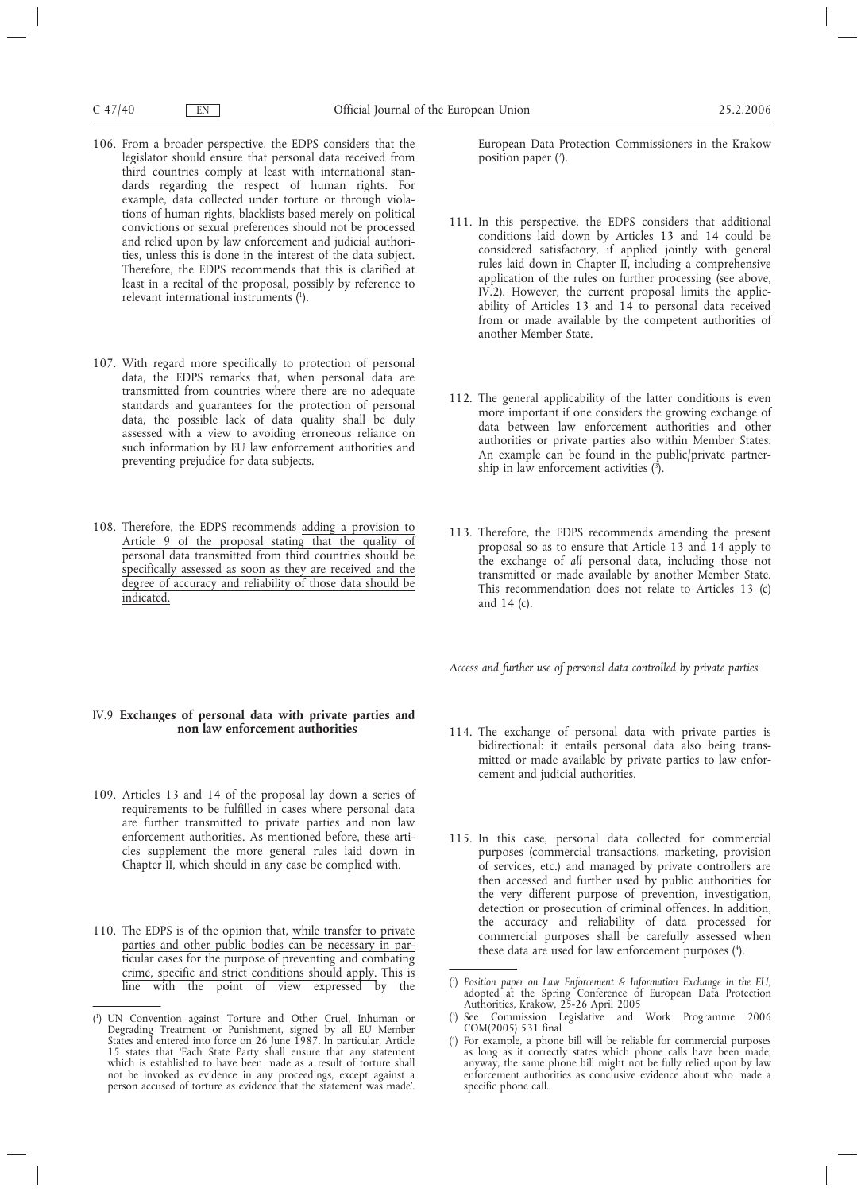106. From a broader perspective, the EDPS considers that the legislator should ensure that personal data received from third countries comply at least with international standards regarding the respect of human rights. For example, data collected under torture or through violations of human rights, blacklists based merely on political convictions or sexual preferences should not be processed and relied upon by law enforcement and judicial authorities, unless this is done in the interest of the data subject. Therefore, the EDPS recommends that this is clarified at least in a recital of the proposal, possibly by reference to relevant international instruments [1].

107. With regard more specifically to protection of personal data, the EDPS remarks that, when personal data are transmitted from countries where there are no adequate standards and guarantees for the protection of personal data, the possible lack of data quality shall be duly assessed with a view to avoiding erroneous reliance on such information by EU law enforcement authorities and preventing prejudice for data subjects.

108. Therefore, the EDPS recommends adding a provision to Article 9 of the proposal stating that the quality of personal data transmitted from third countries should be specifically assessed as soon as they are received and the degree of accuracy and reliability of those data should be indicated.

### IV.9 **Exchanges of personal data with private parties and non law enforcement authorities**

109. Articles 13 and 14 of the proposal lay down a series of requirements to be fulfilled in cases where personal data are further transmitted to private parties and non law enforcement authorities. As mentioned before, these articles supplement the more general rules laid down in Chapter II, which should in any case be complied with.

110. The EDPS is of the opinion that, while transfer to private parties and other public bodies can be necessary in particular cases for the purpose of preventing and combating crime, specific and strict conditions should apply. This is line with the point of view expressed by the European Data Protection Commissioners in the Krakow position paper [2].

111. In this perspective, the EDPS considers that additional conditions laid down by Articles 13 and 14 could be considered satisfactory, if applied jointly with general rules laid down in Chapter II, including a comprehensive application of the rules on further processing (see above, IV.2). However, the current proposal limits the applicability of Articles 13 and 14 to personal data received from or made available by the competent authorities of another Member State.

112. The general applicability of the latter conditions is even more important if one considers the growing exchange of data between law enforcement authorities and other authorities or private parties also within Member States. An example can be found in the public/private partnership in law enforcement activities [3].

113. Therefore, the EDPS recommends amending the present proposal so as to ensure that Article 13 and 14 apply to the exchange of *all* personal data, including those not transmitted or made available by another Member State. This recommendation does not relate to Articles 13 (c) and 14 (c).

*Access and further use of personal data controlled by private parties*

114. The exchange of personal data with private parties is bidirectional: it entails personal data also being transmitted or made available by private parties to law enforcement and judicial authorities.

115. In this case, personal data collected for commercial purposes (commercial transactions, marketing, provision of services, etc.) and managed by private controllers are then accessed and further used by public authorities for the very different purpose of prevention, investigation, detection or prosecution of criminal offences. In addition, the accuracy and reliability of data processed for commercial purposes shall be carefully assessed when these data are used for law enforcement purposes [4].

---

[1] UN Convention against Torture and Other Cruel, Inhuman or Degrading Treatment or Punishment, signed by all EU Member States and entered into force on 26 June 1987. In particular, Article 15 states that 'Each State Party shall ensure that any statement which is established to have been made as a result of torture shall not be invoked as evidence in any proceedings, except against a person accused of torture as evidence that the statement was made'.

[2] *Position paper on Law Enforcement & Information Exchange in the EU*, adopted at the Spring Conference of European Data Protection Authorities, Krakow, 25-26 April 2005

[3] See Commission Legislative and Work Programme 2006 COM(2005) 531 final

[4] For example, a phone bill will be reliable for commercial purposes as long as it correctly states which phone calls have been made; anyway, the same phone bill might not be fully relied upon by law enforcement authorities as conclusive evidence about who made a specific phone call.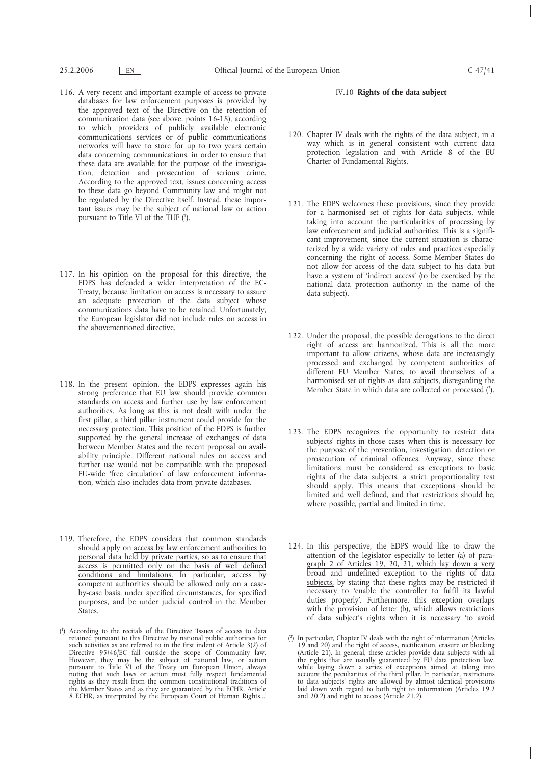116. A very recent and important example of access to private databases for law enforcement purposes is provided by the approved text of the Directive on the retention of communication data (see above, points 16-18), according to which providers of publicly available electronic communications services or of public communications networks will have to store for up to two years certain data concerning communications, in order to ensure that these data are available for the purpose of the investigation, detection and prosecution of serious crime. According to the approved text, issues concerning access to these data go beyond Community law and might not be regulated by the Directive itself. Instead, these important issues may be the subject of national law or action pursuant to Title VI of the TUE [1].

117. In his opinion on the proposal for this directive, the EDPS has defended a wider interpretation of the EC-Treaty, because limitation on access is necessary to assure an adequate protection of the data subject whose communications data have to be retained. Unfortunately, the European legislator did not include rules on access in the abovementioned directive.

118. In the present opinion, the EDPS expresses again his strong preference that EU law should provide common standards on access and further use by law enforcement authorities. As long as this is not dealt with under the first pillar, a third pillar instrument could provide for the necessary protection. This position of the EDPS is further supported by the general increase of exchanges of data between Member States and the recent proposal on availability principle. Different national rules on access and further use would not be compatible with the proposed EU-wide 'free circulation' of law enforcement information, which also includes data from private databases.

119. Therefore, the EDPS considers that common standards should apply on access by law enforcement authorities to personal data held by private parties, so as to ensure that access is permitted only on the basis of well defined conditions and limitations. In particular, access by competent authorities should be allowed only on a case-by-case basis, under specified circumstances, for specified purposes, and be under judicial control in the Member States.

[1] According to the recitals of the Directive 'Issues of access to data retained pursuant to this Directive by national public authorities for such activities as are referred to in the first indent of Article 3(2) of Directive 95/46/EC fall outside the scope of Community law. However, they may be the subject of national law, or action pursuant to Title VI of the Treaty on European Union, always noting that such laws or action must fully respect fundamental rights as they result from the common constitutional traditions of the Member States and as they are guaranteed by the ECHR. Article 8 ECHR, as interpreted by the European Court of Human Rights...'

### IV.10 **Rights of the data subject**

120. Chapter IV deals with the rights of the data subject, in a way which is in general consistent with current data protection legislation and with Article 8 of the EU Charter of Fundamental Rights.

121. The EDPS welcomes these provisions, since they provide for a harmonised set of rights for data subjects, while taking into account the particularities of processing by law enforcement and judicial authorities. This is a significant improvement, since the current situation is characterized by a wide variety of rules and practices especially concerning the right of access. Some Member States do not allow for access of the data subject to his data but have a system of 'indirect access' (to be exercised by the national data protection authority in the name of the data subject).

122. Under the proposal, the possible derogations to the direct right of access are harmonized. This is all the more important to allow citizens, whose data are increasingly processed and exchanged by competent authorities of different EU Member States, to avail themselves of a harmonised set of rights as data subjects, disregarding the Member State in which data are collected or processed [2].

123. The EDPS recognizes the opportunity to restrict data subjects' rights in those cases when this is necessary for the purpose of the prevention, investigation, detection or prosecution of criminal offences. Anyway, since these limitations must be considered as exceptions to basic rights of the data subjects, a strict proportionality test should apply. This means that exceptions should be limited and well defined, and that restrictions should be, where possible, partial and limited in time.

124. In this perspective, the EDPS would like to draw the attention of the legislator especially to letter (a) of paragraph 2 of Articles 19, 20, 21, which lay down a very broad and undefined exception to the rights of data subjects, by stating that these rights may be restricted if necessary to 'enable the controller to fulfil its lawful duties properly'. Furthermore, this exception overlaps with the provision of letter (b), which allows restrictions of data subject's rights when it is necessary 'to avoid

[2] In particular, Chapter IV deals with the right of information (Articles 19 and 20) and the right of access, rectification, erasure or blocking (Article 21). In general, these articles provide data subjects with all the rights that are usually guaranteed by EU data protection law, while laying down a series of exceptions aimed at taking into account the peculiarities of the third pillar. In particular, restrictions to data subjects' rights are allowed by almost identical provisions laid down with regard to both right to information (Articles 19.2 and 20.2) and right to access (Article 21.2).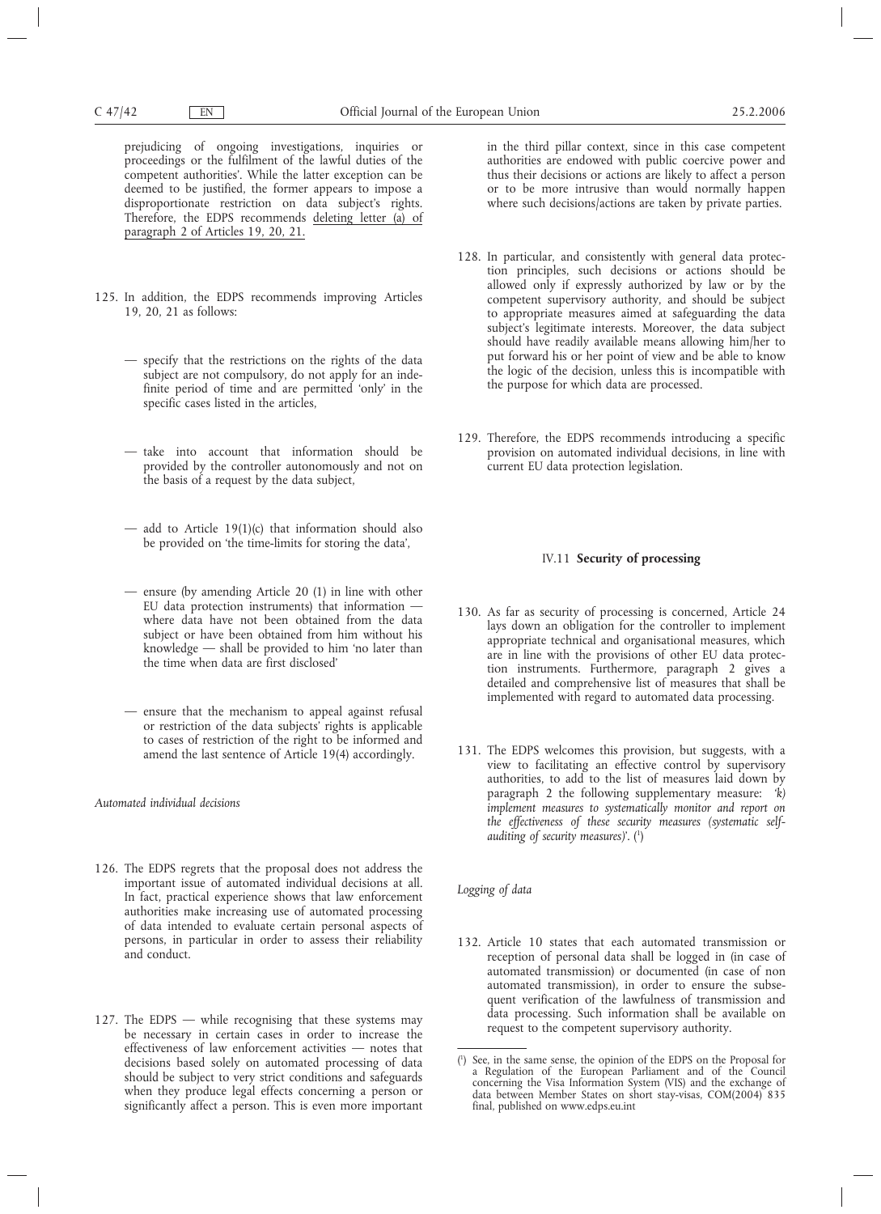prejudicing of ongoing investigations, inquiries or proceedings or the fulfilment of the lawful duties of the competent authorities'. While the latter exception can be deemed to be justified, the former appears to impose a disproportionate restriction on data subject's rights. Therefore, the EDPS recommends deleting letter (a) of paragraph 2 of Articles 19, 20, 21.

125. In addition, the EDPS recommends improving Articles 19, 20, 21 as follows:

— specify that the restrictions on the rights of the data subject are not compulsory, do not apply for an indefinite period of time and are permitted 'only' in the specific cases listed in the articles,

— take into account that information should be provided by the controller autonomously and not on the basis of a request by the data subject,

— add to Article 19(1)(c) that information should also be provided on 'the time-limits for storing the data',

— ensure (by amending Article 20 (1) in line with other EU data protection instruments) that information — where data have not been obtained from the data subject or have been obtained from him without his knowledge — shall be provided to him 'no later than the time when data are first disclosed'

— ensure that the mechanism to appeal against refusal or restriction of the data subjects' rights is applicable to cases of restriction of the right to be informed and amend the last sentence of Article 19(4) accordingly.

*Automated individual decisions*

126. The EDPS regrets that the proposal does not address the important issue of automated individual decisions at all. In fact, practical experience shows that law enforcement authorities make increasing use of automated processing of data intended to evaluate certain personal aspects of persons, in particular in order to assess their reliability and conduct.

127. The EDPS — while recognising that these systems may be necessary in certain cases in order to increase the effectiveness of law enforcement activities — notes that decisions based solely on automated processing of data should be subject to very strict conditions and safeguards when they produce legal effects concerning a person or significantly affect a person. This is even more important in the third pillar context, since in this case competent authorities are endowed with public coercive power and thus their decisions or actions are likely to affect a person or to be more intrusive than would normally happen where such decisions/actions are taken by private parties.

128. In particular, and consistently with general data protection principles, such decisions or actions should be allowed only if expressly authorized by law or by the competent supervisory authority, and should be subject to appropriate measures aimed at safeguarding the data subject's legitimate interests. Moreover, the data subject should have readily available means allowing him/her to put forward his or her point of view and be able to know the logic of the decision, unless this is incompatible with the purpose for which data are processed.

129. Therefore, the EDPS recommends introducing a specific provision on automated individual decisions, in line with current EU data protection legislation.

### IV.11 **Security of processing**

130. As far as security of processing is concerned, Article 24 lays down an obligation for the controller to implement appropriate technical and organisational measures, which are in line with the provisions of other EU data protection instruments. Furthermore, paragraph 2 gives a detailed and comprehensive list of measures that shall be implemented with regard to automated data processing.

131. The EDPS welcomes this provision, but suggests, with a view to facilitating an effective control by supervisory authorities, to add to the list of measures laid down by paragraph 2 the following supplementary measure: *'k) implement measures to systematically monitor and report on the effectiveness of these security measures (systematic self-auditing of security measures)'*. [1]

*Logging of data*

132. Article 10 states that each automated transmission or reception of personal data shall be logged in (in case of automated transmission) or documented (in case of non automated transmission), in order to ensure the subsequent verification of the lawfulness of transmission and data processing. Such information shall be available on request to the competent supervisory authority.

---

[1] See, in the same sense, the opinion of the EDPS on the Proposal for a Regulation of the European Parliament and of the Council concerning the Visa Information System (VIS) and the exchange of data between Member States on short stay-visas, COM(2004) 835 final, published on www.edps.eu.int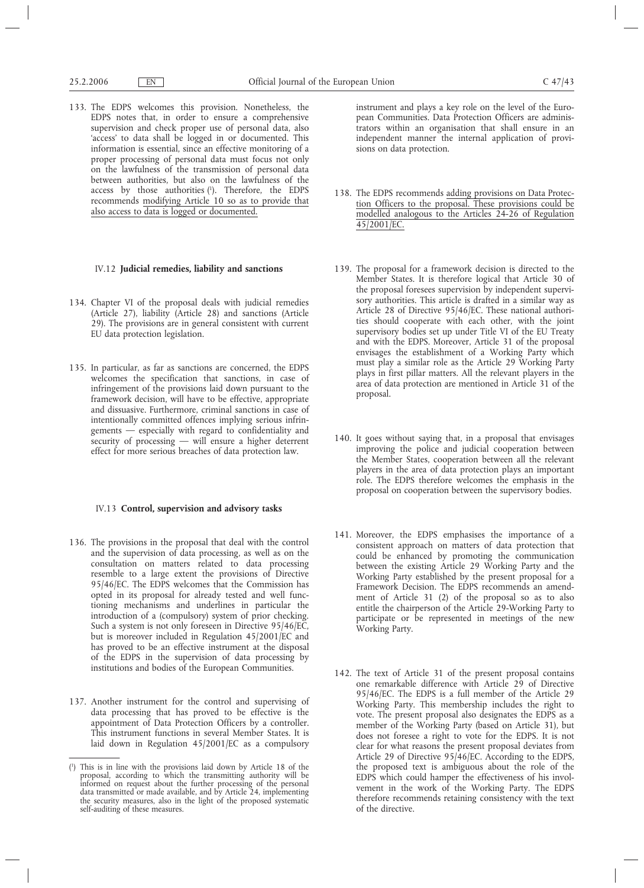133. The EDPS welcomes this provision. Nonetheless, the EDPS notes that, in order to ensure a comprehensive supervision and check proper use of personal data, also 'access' to data shall be logged in or documented. This information is essential, since an effective monitoring of a proper processing of personal data must focus not only on the lawfulness of the transmission of personal data between authorities, but also on the lawfulness of the access by those authorities [1]. Therefore, the EDPS recommends modifying Article 10 so as to provide that also access to data is logged or documented.

### IV.12 **Judicial remedies, liability and sanctions**

134. Chapter VI of the proposal deals with judicial remedies (Article 27), liability (Article 28) and sanctions (Article 29). The provisions are in general consistent with current EU data protection legislation.

135. In particular, as far as sanctions are concerned, the EDPS welcomes the specification that sanctions, in case of infringement of the provisions laid down pursuant to the framework decision, will have to be effective, appropriate and dissuasive. Furthermore, criminal sanctions in case of intentionally committed offences implying serious infringements — especially with regard to confidentiality and security of processing — will ensure a higher deterrent effect for more serious breaches of data protection law.

### IV.13 **Control, supervision and advisory tasks**

136. The provisions in the proposal that deal with the control and the supervision of data processing, as well as on the consultation on matters related to data processing resemble to a large extent the provisions of Directive 95/46/EC. The EDPS welcomes that the Commission has opted in its proposal for already tested and well functioning mechanisms and underlines in particular the introduction of a (compulsory) system of prior checking. Such a system is not only foreseen in Directive 95/46/EC, but is moreover included in Regulation 45/2001/EC and has proved to be an effective instrument at the disposal of the EDPS in the supervision of data processing by institutions and bodies of the European Communities.

137. Another instrument for the control and supervising of data processing that has proved to be effective is the appointment of Data Protection Officers by a controller. This instrument functions in several Member States. It is laid down in Regulation 45/2001/EC as a compulsory instrument and plays a key role on the level of the European Communities. Data Protection Officers are administrators within an organisation that shall ensure in an independent manner the internal application of provisions on data protection.

138. The EDPS recommends adding provisions on Data Protection Officers to the proposal. These provisions could be modelled analogous to the Articles 24-26 of Regulation 45/2001/EC.

139. The proposal for a framework decision is directed to the Member States. It is therefore logical that Article 30 of the proposal foresees supervision by independent supervisory authorities. This article is drafted in a similar way as Article 28 of Directive 95/46/EC. These national authorities should cooperate with each other, with the joint supervisory bodies set up under Title VI of the EU Treaty and with the EDPS. Moreover, Article 31 of the proposal envisages the establishment of a Working Party which must play a similar role as the Article 29 Working Party plays in first pillar matters. All the relevant players in the area of data protection are mentioned in Article 31 of the proposal.

140. It goes without saying that, in a proposal that envisages improving the police and judicial cooperation between the Member States, cooperation between all the relevant players in the area of data protection plays an important role. The EDPS therefore welcomes the emphasis in the proposal on cooperation between the supervisory bodies.

141. Moreover, the EDPS emphasises the importance of a consistent approach on matters of data protection that could be enhanced by promoting the communication between the existing Article 29 Working Party and the Working Party established by the present proposal for a Framework Decision. The EDPS recommends an amendment of Article 31 (2) of the proposal so as to also entitle the chairperson of the Article 29-Working Party to participate or be represented in meetings of the new Working Party.

142. The text of Article 31 of the present proposal contains one remarkable difference with Article 29 of Directive 95/46/EC. The EDPS is a full member of the Article 29 Working Party. This membership includes the right to vote. The present proposal also designates the EDPS as a member of the Working Party (based on Article 31), but does not foresee a right to vote for the EDPS. It is not clear for what reasons the present proposal deviates from Article 29 of Directive 95/46/EC. According to the EDPS, the proposed text is ambiguous about the role of the EDPS which could hamper the effectiveness of his involvement in the work of the Working Party. The EDPS therefore recommends retaining consistency with the text of the directive.

---

[1] This is in line with the provisions laid down by Article 18 of the proposal, according to which the transmitting authority will be informed on request about the further processing of the personal data transmitted or made available, and by Article 24, implementing the security measures, also in the light of the proposed systematic self-auditing of these measures.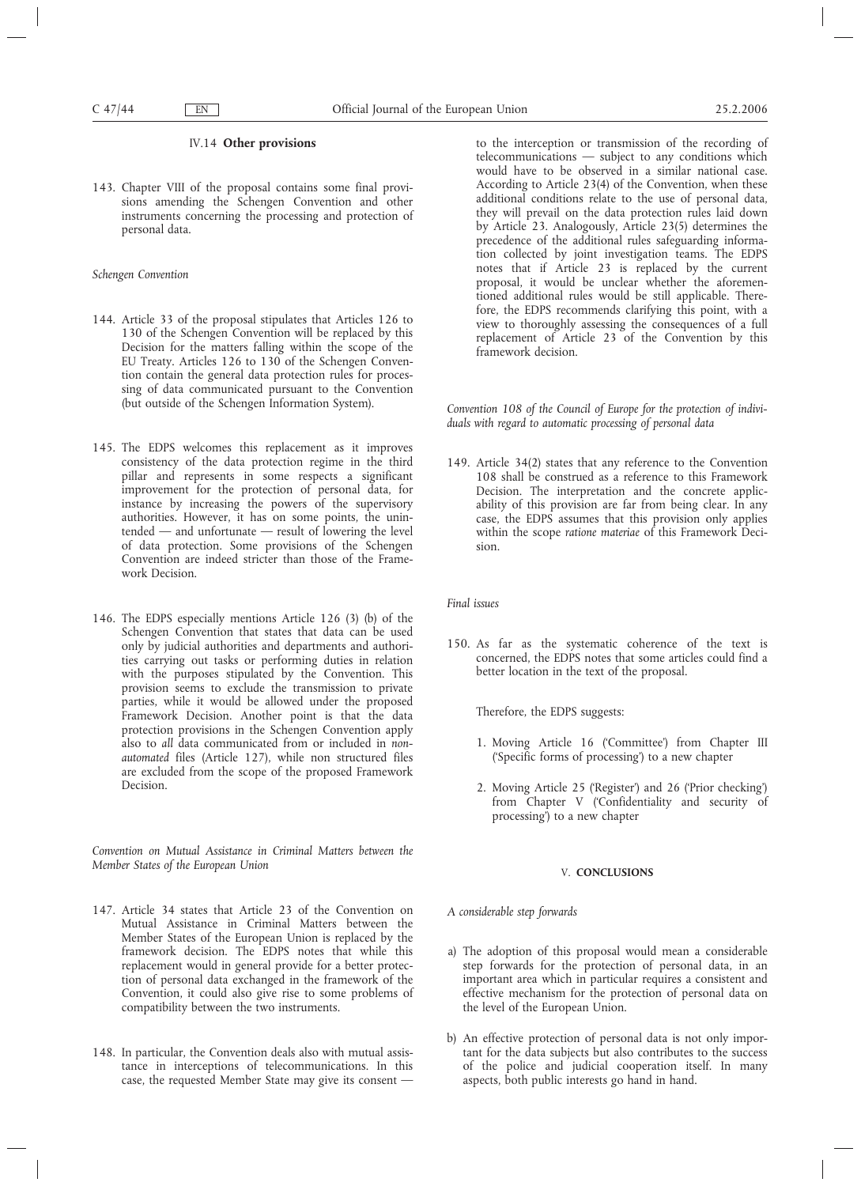### IV.14 **Other provisions**

143. Chapter VIII of the proposal contains some final provisions amending the Schengen Convention and other instruments concerning the processing and protection of personal data.

*Schengen Convention*

144. Article 33 of the proposal stipulates that Articles 126 to 130 of the Schengen Convention will be replaced by this Decision for the matters falling within the scope of the EU Treaty. Articles 126 to 130 of the Schengen Convention contain the general data protection rules for processing of data communicated pursuant to the Convention (but outside of the Schengen Information System).

145. The EDPS welcomes this replacement as it improves consistency of the data protection regime in the third pillar and represents in some respects a significant improvement for the protection of personal data, for instance by increasing the powers of the supervisory authorities. However, it has on some points, the unintended — and unfortunate — result of lowering the level of data protection. Some provisions of the Schengen Convention are indeed stricter than those of the Framework Decision.

146. The EDPS especially mentions Article 126 (3) (b) of the Schengen Convention that states that data can be used only by judicial authorities and departments and authorities carrying out tasks or performing duties in relation with the purposes stipulated by the Convention. This provision seems to exclude the transmission to private parties, while it would be allowed under the proposed Framework Decision. Another point is that the data protection provisions in the Schengen Convention apply also to *all* data communicated from or included in *non-automated* files (Article 127), while non structured files are excluded from the scope of the proposed Framework Decision.

*Convention on Mutual Assistance in Criminal Matters between the Member States of the European Union*

147. Article 34 states that Article 23 of the Convention on Mutual Assistance in Criminal Matters between the Member States of the European Union is replaced by the framework decision. The EDPS notes that while this replacement would in general provide for a better protection of personal data exchanged in the framework of the Convention, it could also give rise to some problems of compatibility between the two instruments.

148. In particular, the Convention deals also with mutual assistance in interceptions of telecommunications. In this case, the requested Member State may give its consent — to the interception or transmission of the recording of telecommunications — subject to any conditions which would have to be observed in a similar national case. According to Article 23(4) of the Convention, when these additional conditions relate to the use of personal data, they will prevail on the data protection rules laid down by Article 23. Analogously, Article 23(5) determines the precedence of the additional rules safeguarding information collected by joint investigation teams. The EDPS notes that if Article 23 is replaced by the current proposal, it would be unclear whether the aforementioned additional rules would be still applicable. Therefore, the EDPS recommends clarifying this point, with a view to thoroughly assessing the consequences of a full replacement of Article 23 of the Convention by this framework decision.

*Convention 108 of the Council of Europe for the protection of individuals with regard to automatic processing of personal data*

149. Article 34(2) states that any reference to the Convention 108 shall be construed as a reference to this Framework Decision. The interpretation and the concrete applicability of this provision are far from being clear. In any case, the EDPS assumes that this provision only applies within the scope *ratione materiae* of this Framework Decision.

*Final issues*

150. As far as the systematic coherence of the text is concerned, the EDPS notes that some articles could find a better location in the text of the proposal.

Therefore, the EDPS suggests:

1. Moving Article 16 ('Committee') from Chapter III ('Specific forms of processing') to a new chapter
2. Moving Article 25 ('Register') and 26 ('Prior checking') from Chapter V ('Confidentiality and security of processing') to a new chapter

## V. **CONCLUSIONS**

*A considerable step forwards*

a) The adoption of this proposal would mean a considerable step forwards for the protection of personal data, in an important area which in particular requires a consistent and effective mechanism for the protection of personal data on the level of the European Union.

b) An effective protection of personal data is not only important for the data subjects but also contributes to the success of the police and judicial cooperation itself. In many aspects, both public interests go hand in hand.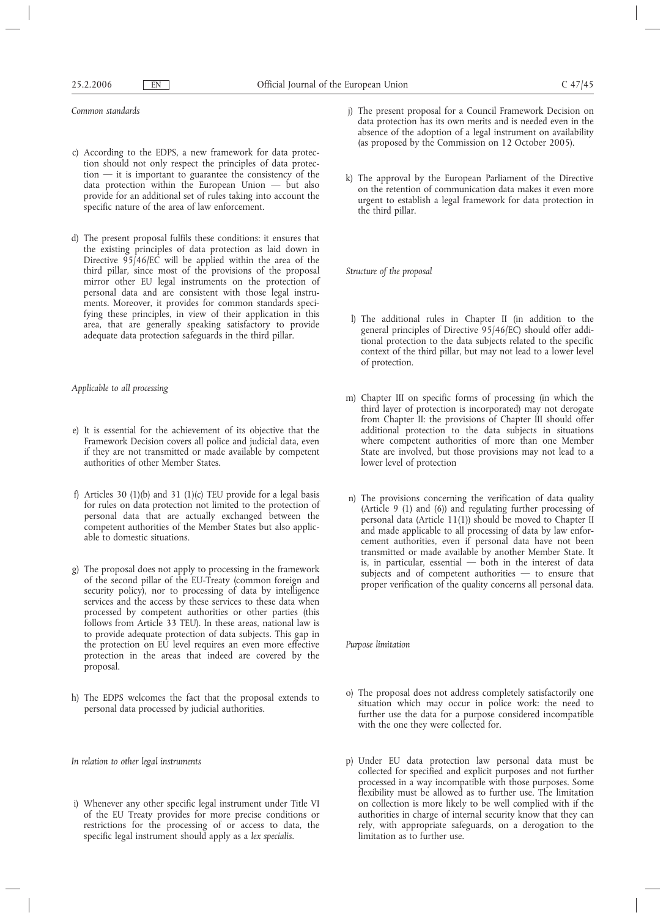*Common standards*

c) According to the EDPS, a new framework for data protection should not only respect the principles of data protection — it is important to guarantee the consistency of the data protection within the European Union — but also provide for an additional set of rules taking into account the specific nature of the area of law enforcement.

d) The present proposal fulfils these conditions: it ensures that the existing principles of data protection as laid down in Directive 95/46/EC will be applied within the area of the third pillar, since most of the provisions of the proposal mirror other EU legal instruments on the protection of personal data and are consistent with those legal instruments. Moreover, it provides for common standards specifying these principles, in view of their application in this area, that are generally speaking satisfactory to provide adequate data protection safeguards in the third pillar.

*Applicable to all processing*

e) It is essential for the achievement of its objective that the Framework Decision covers all police and judicial data, even if they are not transmitted or made available by competent authorities of other Member States.

f) Articles 30 (1)(b) and 31 (1)(c) TEU provide for a legal basis for rules on data protection not limited to the protection of personal data that are actually exchanged between the competent authorities of the Member States but also applicable to domestic situations.

g) The proposal does not apply to processing in the framework of the second pillar of the EU-Treaty (common foreign and security policy), nor to processing of data by intelligence services and the access by these services to these data when processed by competent authorities or other parties (this follows from Article 33 TEU). In these areas, national law is to provide adequate protection of data subjects. This gap in the protection on EU level requires an even more effective protection in the areas that indeed are covered by the proposal.

h) The EDPS welcomes the fact that the proposal extends to personal data processed by judicial authorities.

*In relation to other legal instruments*

i) Whenever any other specific legal instrument under Title VI of the EU Treaty provides for more precise conditions or restrictions for the processing of or access to data, the specific legal instrument should apply as a *lex specialis*.

j) The present proposal for a Council Framework Decision on data protection has its own merits and is needed even in the absence of the adoption of a legal instrument on availability (as proposed by the Commission on 12 October 2005).

k) The approval by the European Parliament of the Directive on the retention of communication data makes it even more urgent to establish a legal framework for data protection in the third pillar.

*Structure of the proposal*

l) The additional rules in Chapter II (in addition to the general principles of Directive 95/46/EC) should offer additional protection to the data subjects related to the specific context of the third pillar, but may not lead to a lower level of protection.

m) Chapter III on specific forms of processing (in which the third layer of protection is incorporated) may not derogate from Chapter II: the provisions of Chapter III should offer additional protection to the data subjects in situations where competent authorities of more than one Member State are involved, but those provisions may not lead to a lower level of protection

n) The provisions concerning the verification of data quality (Article 9 (1) and (6)) and regulating further processing of personal data (Article 11(1)) should be moved to Chapter II and made applicable to all processing of data by law enforcement authorities, even if personal data have not been transmitted or made available by another Member State. It is, in particular, essential — both in the interest of data subjects and of competent authorities — to ensure that proper verification of the quality concerns all personal data.

*Purpose limitation*

o) The proposal does not address completely satisfactorily one situation which may occur in police work: the need to further use the data for a purpose considered incompatible with the one they were collected for.

p) Under EU data protection law personal data must be collected for specified and explicit purposes and not further processed in a way incompatible with those purposes. Some flexibility must be allowed as to further use. The limitation on collection is more likely to be well complied with if the authorities in charge of internal security know that they can rely, with appropriate safeguards, on a derogation to the limitation as to further use.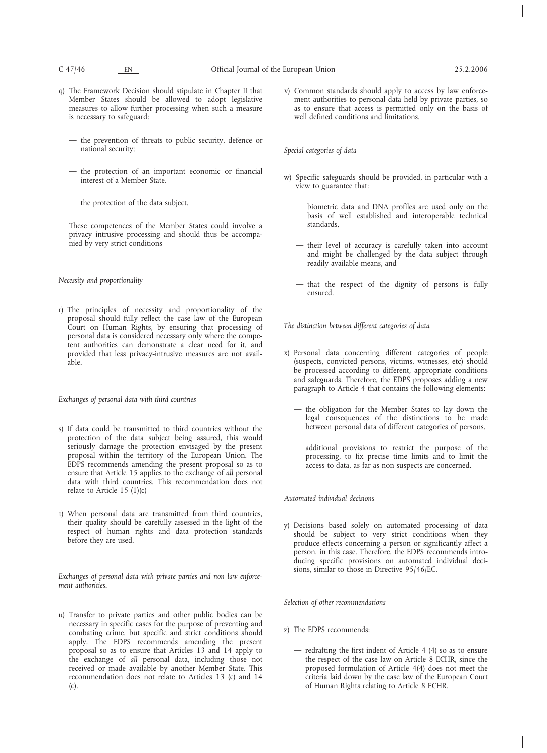q) The Framework Decision should stipulate in Chapter II that Member States should be allowed to adopt legislative measures to allow further processing when such a measure is necessary to safeguard:

— the prevention of threats to public security, defence or national security;

— the protection of an important economic or financial interest of a Member State.

— the protection of the data subject.

These competences of the Member States could involve a privacy intrusive processing and should thus be accompanied by very strict conditions

*Necessity and proportionality*

r) The principles of necessity and proportionality of the proposal should fully reflect the case law of the European Court on Human Rights, by ensuring that processing of personal data is considered necessary only where the competent authorities can demonstrate a clear need for it, and provided that less privacy-intrusive measures are not available.

*Exchanges of personal data with third countries*

s) If data could be transmitted to third countries without the protection of the data subject being assured, this would seriously damage the protection envisaged by the present proposal within the territory of the European Union. The EDPS recommends amending the present proposal so as to ensure that Article 15 applies to the exchange of *all* personal data with third countries. This recommendation does not relate to Article 15 (1)(c)

t) When personal data are transmitted from third countries, their quality should be carefully assessed in the light of the respect of human rights and data protection standards before they are used.

*Exchanges of personal data with private parties and non law enforcement authorities.*

u) Transfer to private parties and other public bodies can be necessary in specific cases for the purpose of preventing and combating crime, but specific and strict conditions should apply. The EDPS recommends amending the present proposal so as to ensure that Articles 13 and 14 apply to the exchange of *all* personal data, including those not received or made available by another Member State. This recommendation does not relate to Articles 13 (c) and 14 (c).

v) Common standards should apply to access by law enforcement authorities to personal data held by private parties, so as to ensure that access is permitted only on the basis of well defined conditions and limitations.

*Special categories of data*

w) Specific safeguards should be provided, in particular with a view to guarantee that:

— biometric data and DNA profiles are used only on the basis of well established and interoperable technical standards,

— their level of accuracy is carefully taken into account and might be challenged by the data subject through readily available means, and

— that the respect of the dignity of persons is fully ensured.

*The distinction between different categories of data*

x) Personal data concerning different categories of people (suspects, convicted persons, victims, witnesses, etc) should be processed according to different, appropriate conditions and safeguards. Therefore, the EDPS proposes adding a new paragraph to Article 4 that contains the following elements:

— the obligation for the Member States to lay down the legal consequences of the distinctions to be made between personal data of different categories of persons.

— additional provisions to restrict the purpose of the processing, to fix precise time limits and to limit the access to data, as far as non suspects are concerned.

*Automated individual decisions*

y) Decisions based solely on automated processing of data should be subject to very strict conditions when they produce effects concerning a person or significantly affect a person. in this case. Therefore, the EDPS recommends introducing specific provisions on automated individual decisions, similar to those in Directive 95/46/EC.

*Selection of other recommendations*

z) The EDPS recommends:

— redrafting the first indent of Article 4 (4) so as to ensure the respect of the case law on Article 8 ECHR, since the proposed formulation of Article 4(4) does not meet the criteria laid down by the case law of the European Court of Human Rights relating to Article 8 ECHR.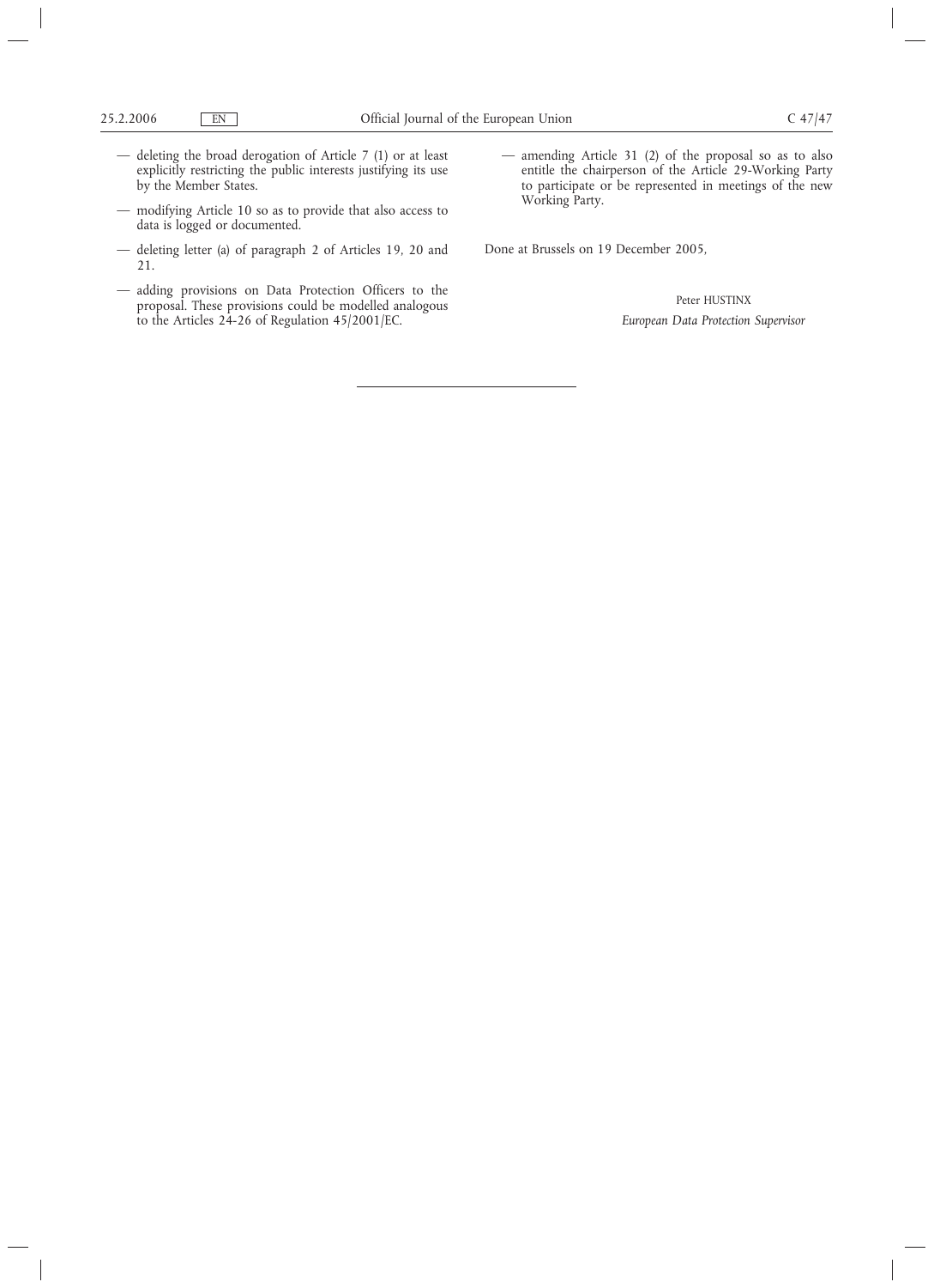— deleting the broad derogation of Article 7 (1) or at least explicitly restricting the public interests justifying its use by the Member States.

— modifying Article 10 so as to provide that also access to data is logged or documented.

— deleting letter (a) of paragraph 2 of Articles 19, 20 and 21.

— adding provisions on Data Protection Officers to the proposal. These provisions could be modelled analogous to the Articles 24-26 of Regulation 45/2001/EC.

— amending Article 31 (2) of the proposal so as to also entitle the chairperson of the Article 29-Working Party to participate or be represented in meetings of the new Working Party.

Done at Brussels on 19 December 2005,

Peter HUSTINX

*European Data Protection Supervisor*